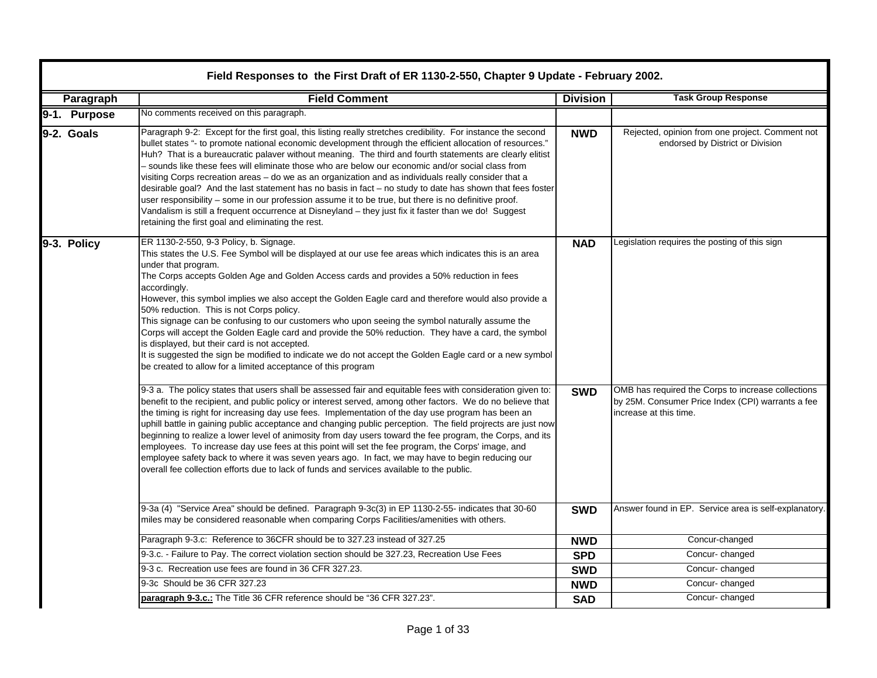## Field Responses to the First Draft of ER 1130-2-550, Chapter 9 Update - February 2002.

| Paragraph | Field Comment | Division | Task Group Response |
|---|---|---|---|
| **9-1. Purpose** | No comments received on this paragraph. | | |
| **9-2. Goals** | Paragraph 9-2: Except for the first goal, this listing really stretches credibility. For instance the second bullet states "- to promote national economic development through the efficient allocation of resources." Huh? That is a bureaucratic palaver without meaning. The third and fourth statements are clearly elitist – sounds like these fees will eliminate those who are below our economic and/or social class from visiting Corps recreation areas – do we as an organization and as individuals really consider that a desirable goal? And the last statement has no basis in fact – no study to date has shown that fees foster user responsibility – some in our profession assume it to be true, but there is no definitive proof. Vandalism is still a frequent occurrence at Disneyland – they just fix it faster than we do! Suggest retaining the first goal and eliminating the rest. | **NWD** | Rejected, opinion from one project. Comment not endorsed by District or Division |
| **9-3. Policy** | ER 1130-2-550, 9-3 Policy, b. Signage.<br>This states the U.S. Fee Symbol will be displayed at our use fee areas which indicates this is an area under that program.<br>The Corps accepts Golden Age and Golden Access cards and provides a 50% reduction in fees accordingly.<br>However, this symbol implies we also accept the Golden Eagle card and therefore would also provide a 50% reduction. This is not Corps policy.<br>This signage can be confusing to our customers who upon seeing the symbol naturally assume the Corps will accept the Golden Eagle card and provide the 50% reduction. They have a card, the symbol is displayed, but their card is not accepted.<br>It is suggested the sign be modified to indicate we do not accept the Golden Eagle card or a new symbol be created to allow for a limited acceptance of this program | **NAD** | Legislation requires the posting of this sign |
| | 9-3 a. The policy states that users shall be assessed fair and equitable fees with consideration given to: benefit to the recipient, and public policy or interest served, among other factors. We do no believe that the timing is right for increasing day use fees. Implementation of the day use program has been an uphill battle in gaining public acceptance and changing public perception. The field projrects are just now beginning to realize a lower level of animosity from day users toward the fee program, the Corps, and its employees. To increase day use fees at this point will set the fee program, the Corps' image, and employee safety back to where it was seven years ago. In fact, we may have to begin reducing our overall fee collection efforts due to lack of funds and services available to the public. | **SWD** | OMB has required the Corps to increase collections by 25M. Consumer Price Index (CPI) warrants a fee increase at this time. |
| | 9-3a (4) "Service Area" should be defined. Paragraph 9-3c(3) in EP 1130-2-55- indicates that 30-60 miles may be considered reasonable when comparing Corps Facilities/amenities with others. | **SWD** | Answer found in EP. Service area is self-explanatory. |
| | Paragraph 9-3.c: Reference to 36CFR should be to 327.23 instead of 327.25 | **NWD** | Concur-changed |
| | 9-3.c. - Failure to Pay. The correct violation section should be 327.23, Recreation Use Fees | **SPD** | Concur- changed |
| | 9-3 c. Recreation use fees are found in 36 CFR 327.23. | **SWD** | Concur- changed |
| | 9-3c Should be 36 CFR 327.23 | **NWD** | Concur- changed |
| | **paragraph 9-3.c.:** The Title 36 CFR reference should be "36 CFR 327.23". | **SAD** | Concur- changed |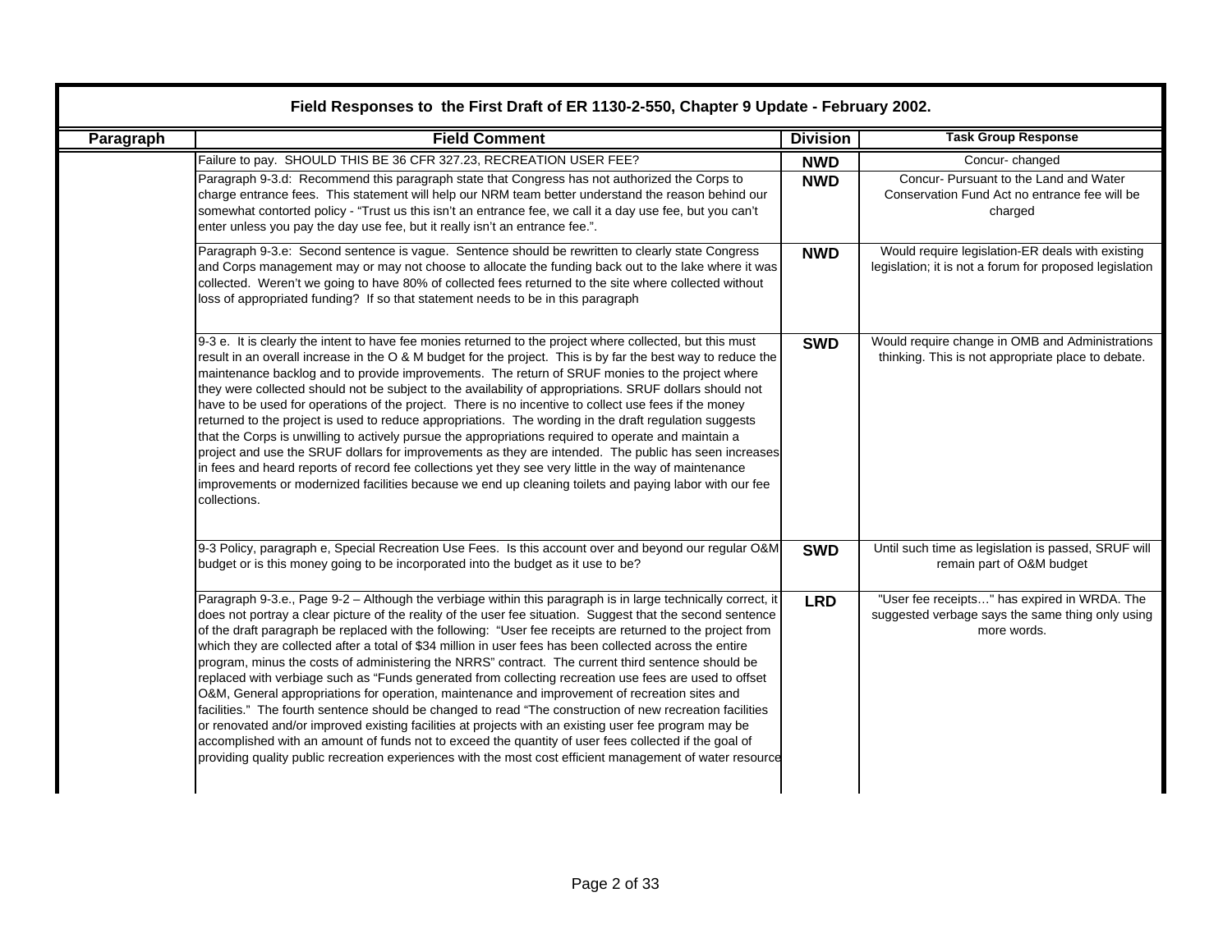## Field Responses to the First Draft of ER 1130-2-550, Chapter 9 Update - February 2002.

| Paragraph | Field Comment | Division | Task Group Response |
|---|---|---|---|
| | Failure to pay. SHOULD THIS BE 36 CFR 327.23, RECREATION USER FEE? | NWD | Concur- changed |
| | Paragraph 9-3.d: Recommend this paragraph state that Congress has not authorized the Corps to charge entrance fees. This statement will help our NRM team better understand the reason behind our somewhat contorted policy - "Trust us this isn't an entrance fee, we call it a day use fee, but you can't enter unless you pay the day use fee, but it really isn't an entrance fee.". | NWD | Concur- Pursuant to the Land and Water Conservation Fund Act no entrance fee will be charged |
| | Paragraph 9-3.e: Second sentence is vague. Sentence should be rewritten to clearly state Congress and Corps management may or may not choose to allocate the funding back out to the lake where it was collected. Weren't we going to have 80% of collected fees returned to the site where collected without loss of appropriated funding? If so that statement needs to be in this paragraph | NWD | Would require legislation-ER deals with existing legislation; it is not a forum for proposed legislation |
| | 9-3 e. It is clearly the intent to have fee monies returned to the project where collected, but this must result in an overall increase in the O & M budget for the project. This is by far the best way to reduce the maintenance backlog and to provide improvements. The return of SRUF monies to the project where they were collected should not be subject to the availability of appropriations. SRUF dollars should not have to be used for operations of the project. There is no incentive to collect use fees if the money returned to the project is used to reduce appropriations. The wording in the draft regulation suggests that the Corps is unwilling to actively pursue the appropriations required to operate and maintain a project and use the SRUF dollars for improvements as they are intended. The public has seen increases in fees and heard reports of record fee collections yet they see very little in the way of maintenance improvements or modernized facilities because we end up cleaning toilets and paying labor with our fee collections. | SWD | Would require change in OMB and Administrations thinking. This is not appropriate place to debate. |
| | 9-3 Policy, paragraph e, Special Recreation Use Fees. Is this account over and beyond our regular O&M budget or is this money going to be incorporated into the budget as it use to be? | SWD | Until such time as legislation is passed, SRUF will remain part of O&M budget |
| | Paragraph 9-3.e., Page 9-2 – Although the verbiage within this paragraph is in large technically correct, it does not portray a clear picture of the reality of the user fee situation. Suggest that the second sentence of the draft paragraph be replaced with the following: "User fee receipts are returned to the project from which they are collected after a total of $34 million in user fees has been collected across the entire program, minus the costs of administering the NRRS" contract. The current third sentence should be replaced with verbiage such as "Funds generated from collecting recreation use fees are used to offset O&M, General appropriations for operation, maintenance and improvement of recreation sites and facilities." The fourth sentence should be changed to read "The construction of new recreation facilities or renovated and/or improved existing facilities at projects with an existing user fee program may be accomplished with an amount of funds not to exceed the quantity of user fees collected if the goal of providing quality public recreation experiences with the most cost efficient management of water resource | LRD | "User fee receipts…" has expired in WRDA. The suggested verbage says the same thing only using more words. |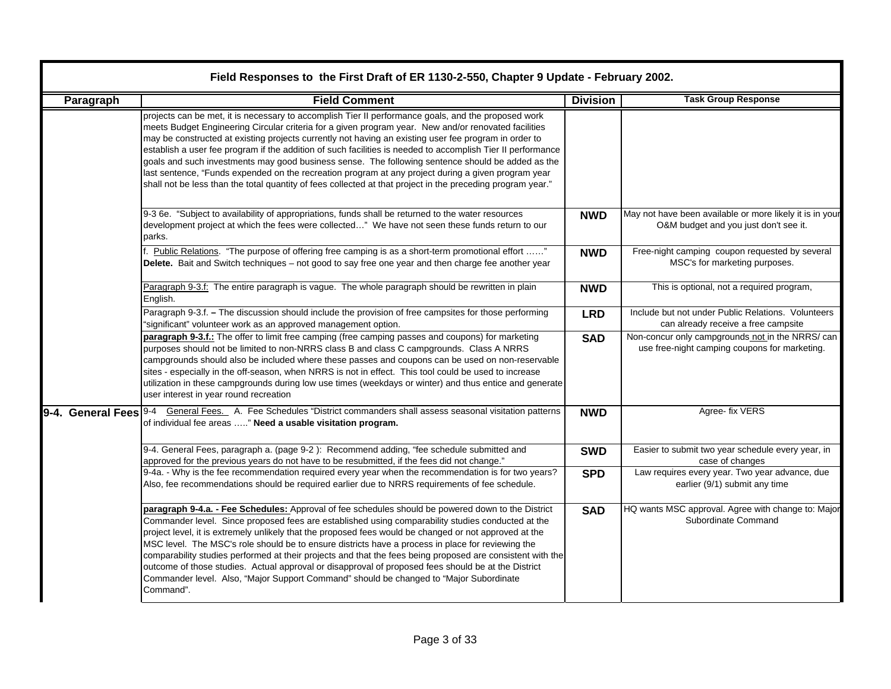## Field Responses to the First Draft of ER 1130-2-550, Chapter 9 Update - February 2002.

| Paragraph | Field Comment | Division | Task Group Response |
| --- | --- | --- | --- |
| | projects can be met, it is necessary to accomplish Tier II performance goals, and the proposed work meets Budget Engineering Circular criteria for a given program year. New and/or renovated facilities may be constructed at existing projects currently not having an existing user fee program in order to establish a user fee program if the addition of such facilities is needed to accomplish Tier II performance goals and such investments may good business sense. The following sentence should be added as the last sentence, "Funds expended on the recreation program at any project during a given program year shall not be less than the total quantity of fees collected at that project in the preceding program year." | | |
| | 9-3 6e. "Subject to availability of appropriations, funds shall be returned to the water resources development project at which the fees were collected…" We have not seen these funds return to our parks. | **NWD** | May not have been available or more likely it is in your O&M budget and you just don't see it. |
| | f. Public Relations. "The purpose of offering free camping is as a short-term promotional effort ……" **Delete.** Bait and Switch techniques – not good to say free one year and then charge fee another year | **NWD** | Free-night camping coupon requested by several MSC's for marketing purposes. |
| | Paragraph 9-3.f: The entire paragraph is vague. The whole paragraph should be rewritten in plain English. | **NWD** | This is optional, not a required program, |
| | Paragraph 9-3.f. **–** The discussion should include the provision of free campsites for those performing "significant" volunteer work as an approved management option. | **LRD** | Include but not under Public Relations. Volunteers can already receive a free campsite |
| | **paragraph 9-3.f.:** The offer to limit free camping (free camping passes and coupons) for marketing purposes should not be limited to non-NRRS class B and class C campgrounds. Class A NRRS campgrounds should also be included where these passes and coupons can be used on non-reservable sites - especially in the off-season, when NRRS is not in effect. This tool could be used to increase utilization in these campgrounds during low use times (weekdays or winter) and thus entice and generate user interest in year round recreation | **SAD** | Non-concur only campgrounds not in the NRRS/ can use free-night camping coupons for marketing. |
| **9-4. General Fees** | 9-4 General Fees. A. Fee Schedules "District commanders shall assess seasonal visitation patterns of individual fee areas ….." **Need a usable visitation program.** | **NWD** | Agree- fix VERS |
| | 9-4. General Fees, paragraph a. (page 9-2 ): Recommend adding, "fee schedule submitted and approved for the previous years do not have to be resubmitted, if the fees did not change." | **SWD** | Easier to submit two year schedule every year, in case of changes |
| | 9-4a. - Why is the fee recommendation required every year when the recommendation is for two years? Also, fee recommendations should be required earlier due to NRRS requirements of fee schedule. | **SPD** | Law requires every year. Two year advance, due earlier (9/1) submit any time |
| | **paragraph 9-4.a. - Fee Schedules:** Approval of fee schedules should be powered down to the District Commander level. Since proposed fees are established using comparability studies conducted at the project level, it is extremely unlikely that the proposed fees would be changed or not approved at the MSC level. The MSC's role should be to ensure districts have a process in place for reviewing the comparability studies performed at their projects and that the fees being proposed are consistent with the outcome of those studies. Actual approval or disapproval of proposed fees should be at the District Commander level. Also, "Major Support Command" should be changed to "Major Subordinate Command". | **SAD** | HQ wants MSC approval. Agree with change to: Major Subordinate Command |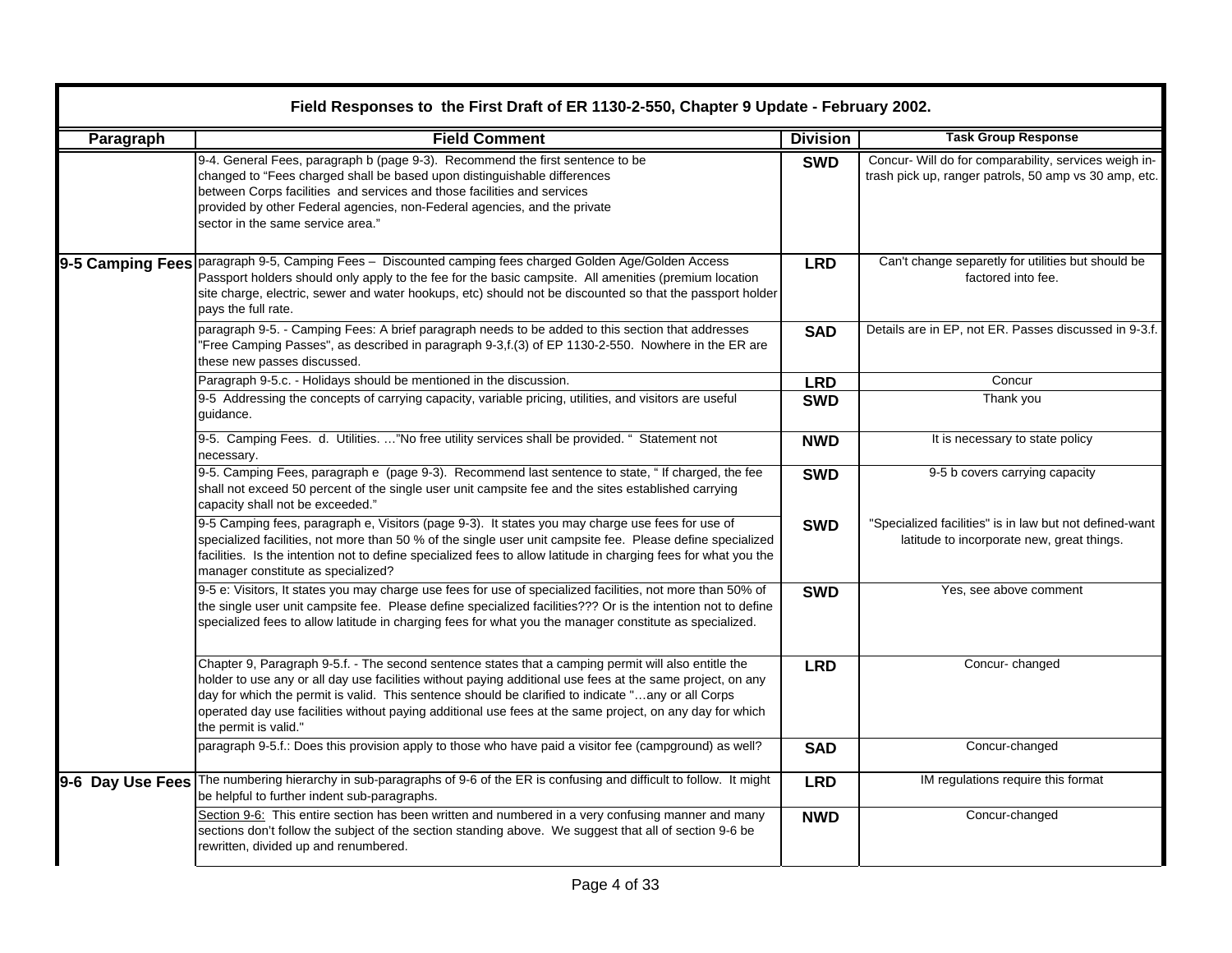## Field Responses to the First Draft of ER 1130-2-550, Chapter 9 Update - February 2002.

| Paragraph | Field Comment | Division | Task Group Response |
|---|---|---|---|
| | 9-4. General Fees, paragraph b (page 9-3). Recommend the first sentence to be changed to "Fees charged shall be based upon distinguishable differences between Corps facilities and services and those facilities and services provided by other Federal agencies, non-Federal agencies, and the private sector in the same service area." | **SWD** | Concur- Will do for comparability, services weigh in- trash pick up, ranger patrols, 50 amp vs 30 amp, etc. |
| **9-5 Camping Fees** | paragraph 9-5, Camping Fees – Discounted camping fees charged Golden Age/Golden Access Passport holders should only apply to the fee for the basic campsite. All amenities (premium location site charge, electric, sewer and water hookups, etc) should not be discounted so that the passport holder pays the full rate. | **LRD** | Can't change separetly for utilities but should be factored into fee. |
| | paragraph 9-5. - Camping Fees: A brief paragraph needs to be added to this section that addresses "Free Camping Passes", as described in paragraph 9-3,f.(3) of EP 1130-2-550. Nowhere in the ER are these new passes discussed. | **SAD** | Details are in EP, not ER. Passes discussed in 9-3.f. |
| | Paragraph 9-5.c. - Holidays should be mentioned in the discussion. | **LRD** | Concur |
| | 9-5 Addressing the concepts of carrying capacity, variable pricing, utilities, and visitors are useful guidance. | **SWD** | Thank you |
| | 9-5. Camping Fees. d. Utilities. ..."No free utility services shall be provided. " Statement not necessary. | **NWD** | It is necessary to state policy |
| | 9-5. Camping Fees, paragraph e (page 9-3). Recommend last sentence to state, " If charged, the fee shall not exceed 50 percent of the single user unit campsite fee and the sites established carrying capacity shall not be exceeded." | **SWD** | 9-5 b covers carrying capacity |
| | 9-5 Camping fees, paragraph e, Visitors (page 9-3). It states you may charge use fees for use of specialized facilities, not more than 50 % of the single user unit campsite fee. Please define specialized facilities. Is the intention not to define specialized fees to allow latitude in charging fees for what you the manager constitute as specialized? | **SWD** | "Specialized facilities" is in law but not defined-want latitude to incorporate new, great things. |
| | 9-5 e: Visitors, It states you may charge use fees for use of specialized facilities, not more than 50% of the single user unit campsite fee. Please define specialized facilities??? Or is the intention not to define specialized fees to allow latitude in charging fees for what you the manager constitute as specialized. | **SWD** | Yes, see above comment |
| | Chapter 9, Paragraph 9-5.f. - The second sentence states that a camping permit will also entitle the holder to use any or all day use facilities without paying additional use fees at the same project, on any day for which the permit is valid. This sentence should be clarified to indicate "...any or all Corps operated day use facilities without paying additional use fees at the same project, on any day for which the permit is valid." | **LRD** | Concur- changed |
| | paragraph 9-5.f.: Does this provision apply to those who have paid a visitor fee (campground) as well? | **SAD** | Concur-changed |
| **9-6 Day Use Fees** | The numbering hierarchy in sub-paragraphs of 9-6 of the ER is confusing and difficult to follow. It might be helpful to further indent sub-paragraphs. | **LRD** | IM regulations require this format |
| | Section 9-6: This entire section has been written and numbered in a very confusing manner and many sections don't follow the subject of the section standing above. We suggest that all of section 9-6 be rewritten, divided up and renumbered. | **NWD** | Concur-changed |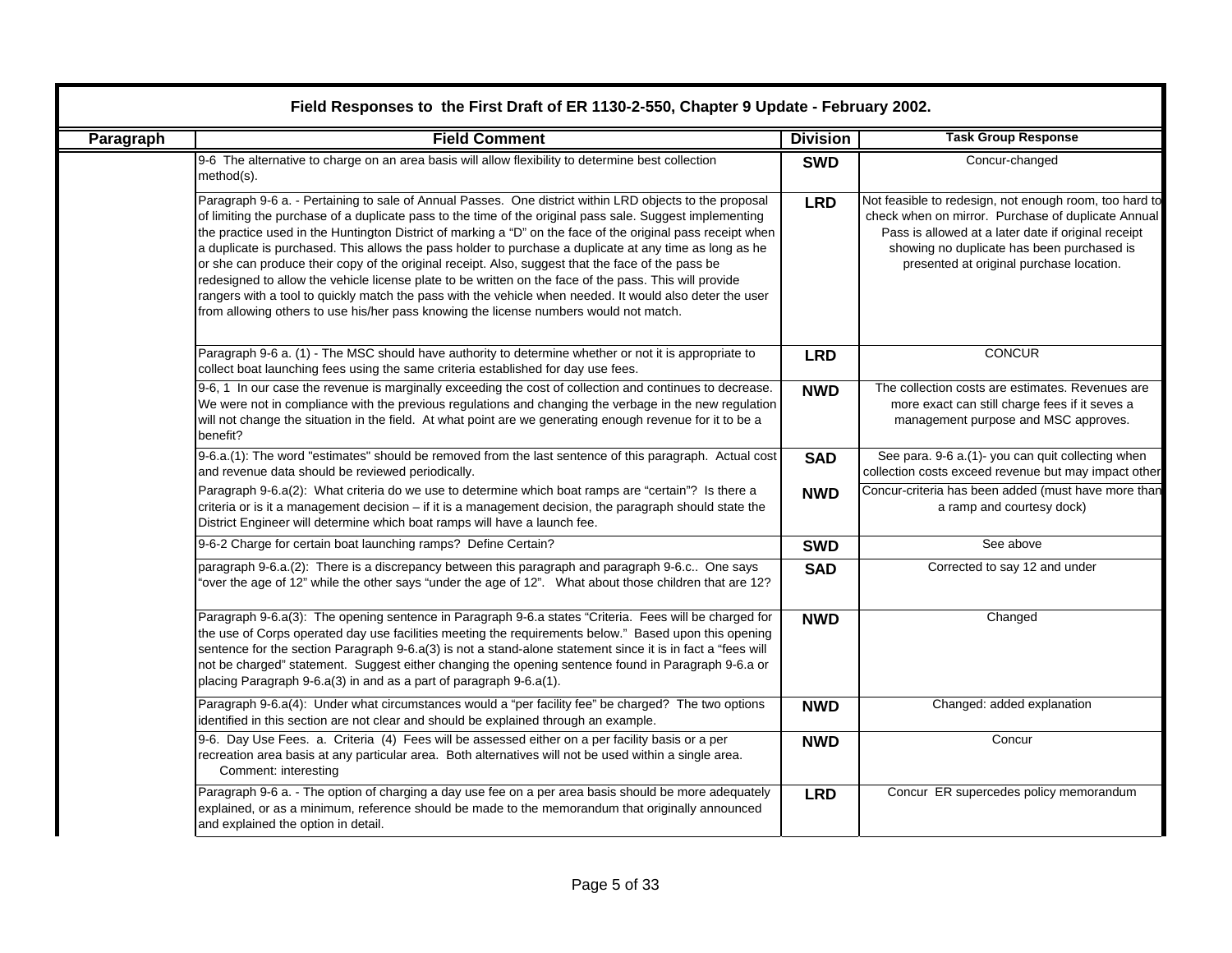**Field Responses to the First Draft of ER 1130-2-550, Chapter 9 Update - February 2002.**

| Paragraph | Field Comment | Division | Task Group Response |
|---|---|---|---|
| | 9-6 The alternative to charge on an area basis will allow flexibility to determine best collection method(s). | SWD | Concur-changed |
| | Paragraph 9-6 a. - Pertaining to sale of Annual Passes. One district within LRD objects to the proposal of limiting the purchase of a duplicate pass to the time of the original pass sale. Suggest implementing the practice used in the Huntington District of marking a "D" on the face of the original pass receipt when a duplicate is purchased. This allows the pass holder to purchase a duplicate at any time as long as he or she can produce their copy of the original receipt. Also, suggest that the face of the pass be redesigned to allow the vehicle license plate to be written on the face of the pass. This will provide rangers with a tool to quickly match the pass with the vehicle when needed. It would also deter the user from allowing others to use his/her pass knowing the license numbers would not match. | LRD | Not feasible to redesign, not enough room, too hard to check when on mirror. Purchase of duplicate Annual Pass is allowed at a later date if original receipt showing no duplicate has been purchased is presented at original purchase location. |
| | Paragraph 9-6 a. (1) - The MSC should have authority to determine whether or not it is appropriate to collect boat launching fees using the same criteria established for day use fees. | LRD | CONCUR |
| | 9-6, 1 In our case the revenue is marginally exceeding the cost of collection and continues to decrease. We were not in compliance with the previous regulations and changing the verbage in the new regulation will not change the situation in the field. At what point are we generating enough revenue for it to be a benefit? | NWD | The collection costs are estimates. Revenues are more exact can still charge fees if it seves a management purpose and MSC approves. |
| | 9-6.a.(1): The word "estimates" should be removed from the last sentence of this paragraph. Actual cost and revenue data should be reviewed periodically. | SAD | See para. 9-6 a.(1)- you can quit collecting when collection costs exceed revenue but may impact other |
| | Paragraph 9-6.a(2): What criteria do we use to determine which boat ramps are "certain"? Is there a criteria or is it a management decision – if it is a management decision, the paragraph should state the District Engineer will determine which boat ramps will have a launch fee. | NWD | Concur-criteria has been added (must have more than a ramp and courtesy dock) |
| | 9-6-2 Charge for certain boat launching ramps? Define Certain? | SWD | See above |
| | paragraph 9-6.a.(2): There is a discrepancy between this paragraph and paragraph 9-6.c.. One says "over the age of 12" while the other says "under the age of 12". What about those children that are 12? | SAD | Corrected to say 12 and under |
| | Paragraph 9-6.a(3): The opening sentence in Paragraph 9-6.a states "Criteria. Fees will be charged for the use of Corps operated day use facilities meeting the requirements below." Based upon this opening sentence for the section Paragraph 9-6.a(3) is not a stand-alone statement since it is in fact a "fees will not be charged" statement. Suggest either changing the opening sentence found in Paragraph 9-6.a or placing Paragraph 9-6.a(3) in and as a part of paragraph 9-6.a(1). | NWD | Changed |
| | Paragraph 9-6.a(4): Under what circumstances would a "per facility fee" be charged? The two options identified in this section are not clear and should be explained through an example. | NWD | Changed: added explanation |
| | 9-6. Day Use Fees. a. Criteria (4) Fees will be assessed either on a per facility basis or a per recreation area basis at any particular area. Both alternatives will not be used within a single area. Comment: interesting | NWD | Concur |
| | Paragraph 9-6 a. - The option of charging a day use fee on a per area basis should be more adequately explained, or as a minimum, reference should be made to the memorandum that originally announced and explained the option in detail. | LRD | Concur ER supercedes policy memorandum |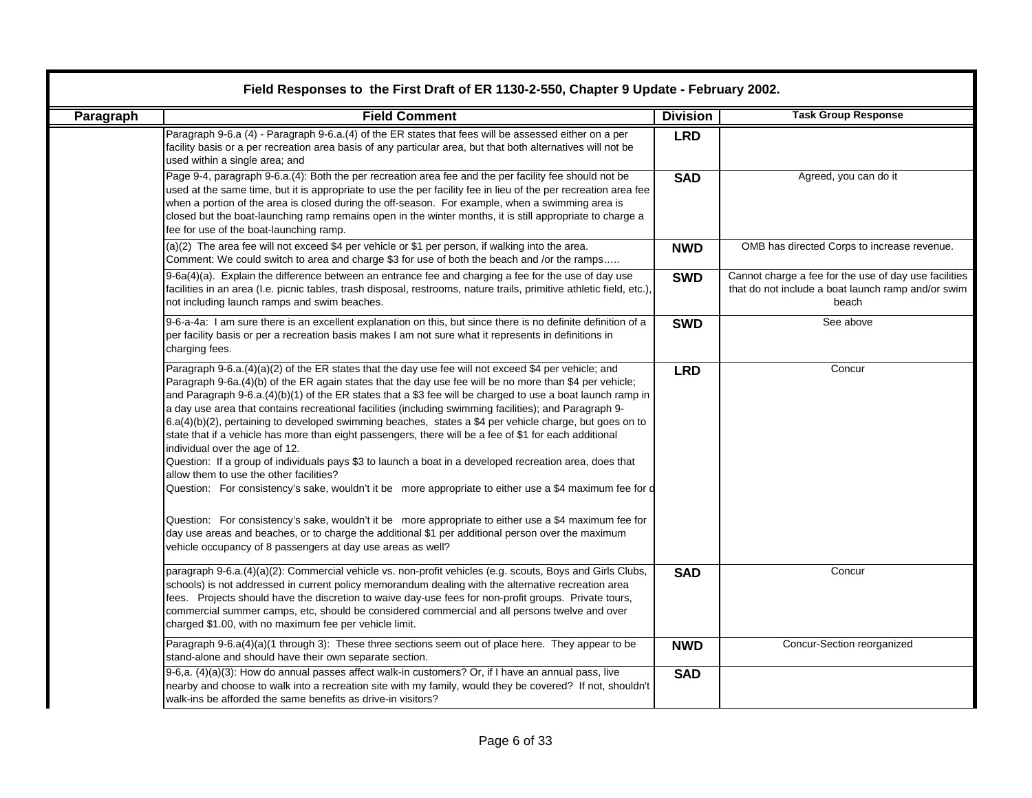## Field Responses to the First Draft of ER 1130-2-550, Chapter 9 Update - February 2002.

| Paragraph | Field Comment | Division | Task Group Response |
|---|---|---|---|
| | Paragraph 9-6.a (4) - Paragraph 9-6.a.(4) of the ER states that fees will be assessed either on a per facility basis or a per recreation area basis of any particular area, but that both alternatives will not be used within a single area; and | **LRD** | |
| | Page 9-4, paragraph 9-6.a.(4): Both the per recreation area fee and the per facility fee should not be used at the same time, but it is appropriate to use the per facility fee in lieu of the per recreation area fee when a portion of the area is closed during the off-season. For example, when a swimming area is closed but the boat-launching ramp remains open in the winter months, it is still appropriate to charge a fee for use of the boat-launching ramp. | **SAD** | Agreed, you can do it |
| | (a)(2) The area fee will not exceed $4 per vehicle or $1 per person, if walking into the area. Comment: We could switch to area and charge $3 for use of both the beach and /or the ramps….. | **NWD** | OMB has directed Corps to increase revenue. |
| | 9-6a(4)(a). Explain the difference between an entrance fee and charging a fee for the use of day use facilities in an area (I.e. picnic tables, trash disposal, restrooms, nature trails, primitive athletic field, etc.), not including launch ramps and swim beaches. | **SWD** | Cannot charge a fee for the use of day use facilities that do not include a boat launch ramp and/or swim beach |
| | 9-6-a-4a: I am sure there is an excellent explanation on this, but since there is no definite definition of a per facility basis or per a recreation basis makes I am not sure what it represents in definitions in charging fees. | **SWD** | See above |
| | Paragraph 9-6.a.(4)(a)(2) of the ER states that the day use fee will not exceed $4 per vehicle; and Paragraph 9-6a.(4)(b) of the ER again states that the day use fee will be no more than $4 per vehicle; and Paragraph 9-6.a.(4)(b)(1) of the ER states that a $3 fee will be charged to use a boat launch ramp in a day use area that contains recreational facilities (including swimming facilities); and Paragraph 9-6.a(4)(b)(2), pertaining to developed swimming beaches, states a $4 per vehicle charge, but goes on to state that if a vehicle has more than eight passengers, there will be a fee of $1 for each additional individual over the age of 12.<br>Question: If a group of individuals pays $3 to launch a boat in a developed recreation area, does that allow them to use the other facilities?<br>Question: For consistency's sake, wouldn't it be more appropriate to either use a $4 maximum fee for d<br><br>Question: For consistency's sake, wouldn't it be more appropriate to either use a $4 maximum fee for day use areas and beaches, or to charge the additional $1 per additional person over the maximum vehicle occupancy of 8 passengers at day use areas as well? | **LRD** | Concur |
| | paragraph 9-6.a.(4)(a)(2): Commercial vehicle vs. non-profit vehicles (e.g. scouts, Boys and Girls Clubs, schools) is not addressed in current policy memorandum dealing with the alternative recreation area fees. Projects should have the discretion to waive day-use fees for non-profit groups. Private tours, commercial summer camps, etc, should be considered commercial and all persons twelve and over charged $1.00, with no maximum fee per vehicle limit. | **SAD** | Concur |
| | Paragraph 9-6.a(4)(a)(1 through 3): These three sections seem out of place here. They appear to be stand-alone and should have their own separate section. | **NWD** | Concur-Section reorganized |
| | 9-6,a. (4)(a)(3): How do annual passes affect walk-in customers? Or, if I have an annual pass, live nearby and choose to walk into a recreation site with my family, would they be covered? If not, shouldn't walk-ins be afforded the same benefits as drive-in visitors? | **SAD** | |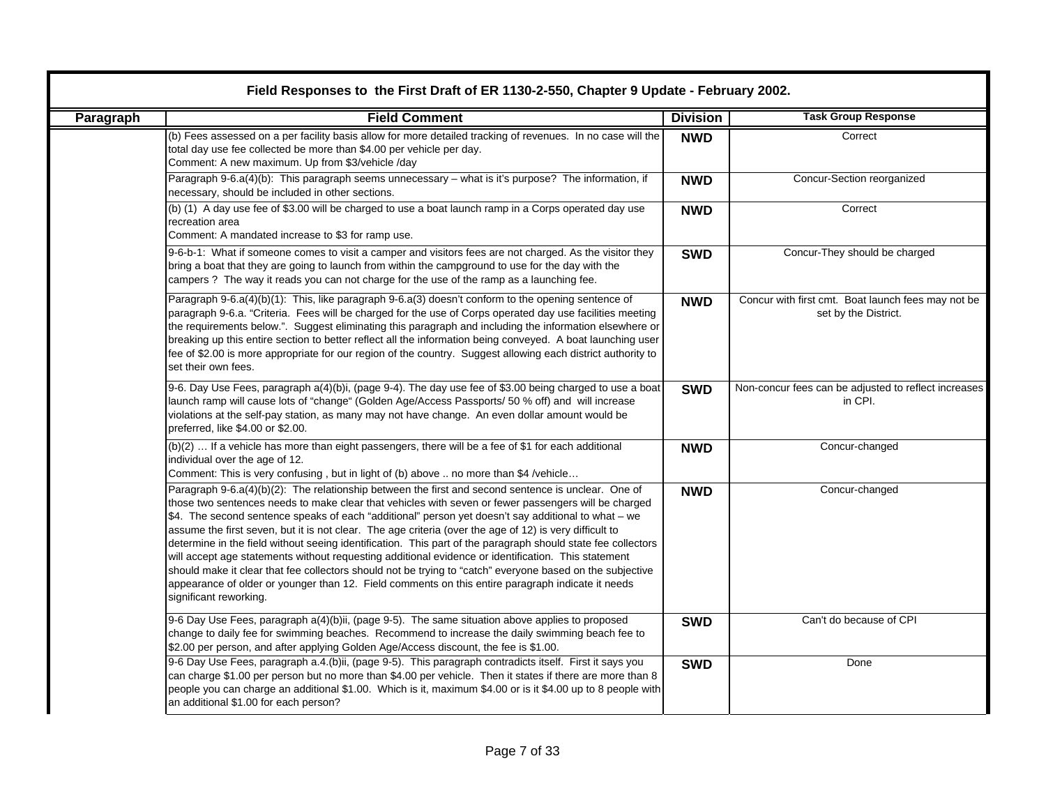## Field Responses to the First Draft of ER 1130-2-550, Chapter 9 Update - February 2002.

| Paragraph | Field Comment | Division | Task Group Response |
|---|---|---|---|
| | (b) Fees assessed on a per facility basis allow for more detailed tracking of revenues. In no case will the total day use fee collected be more than $4.00 per vehicle per day.<br>Comment: A new maximum. Up from $3/vehicle /day | NWD | Correct |
| | Paragraph 9-6.a(4)(b): This paragraph seems unnecessary – what is it's purpose? The information, if necessary, should be included in other sections. | NWD | Concur-Section reorganized |
| | (b) (1) A day use fee of $3.00 will be charged to use a boat launch ramp in a Corps operated day use recreation area<br>Comment: A mandated increase to $3 for ramp use. | NWD | Correct |
| | 9-6-b-1: What if someone comes to visit a camper and visitors fees are not charged. As the visitor they bring a boat that they are going to launch from within the campground to use for the day with the campers ? The way it reads you can not charge for the use of the ramp as a launching fee. | SWD | Concur-They should be charged |
| | Paragraph 9-6.a(4)(b)(1): This, like paragraph 9-6.a(3) doesn't conform to the opening sentence of paragraph 9-6.a. "Criteria. Fees will be charged for the use of Corps operated day use facilities meeting the requirements below.". Suggest eliminating this paragraph and including the information elsewhere or breaking up this entire section to better reflect all the information being conveyed. A boat launching user fee of $2.00 is more appropriate for our region of the country. Suggest allowing each district authority to set their own fees. | NWD | Concur with first cmt. Boat launch fees may not be set by the District. |
| | 9-6. Day Use Fees, paragraph a(4)(b)i, (page 9-4). The day use fee of $3.00 being charged to use a boat launch ramp will cause lots of "change" (Golden Age/Access Passports/ 50 % off) and will increase violations at the self-pay station, as many may not have change. An even dollar amount would be preferred, like $4.00 or $2.00. | SWD | Non-concur fees can be adjusted to reflect increases in CPI. |
| | (b)(2) … If a vehicle has more than eight passengers, there will be a fee of $1 for each additional individual over the age of 12.<br>Comment: This is very confusing , but in light of (b) above .. no more than $4 /vehicle… | NWD | Concur-changed |
| | Paragraph 9-6.a(4)(b)(2): The relationship between the first and second sentence is unclear. One of those two sentences needs to make clear that vehicles with seven or fewer passengers will be charged $4. The second sentence speaks of each "additional" person yet doesn't say additional to what – we assume the first seven, but it is not clear. The age criteria (over the age of 12) is very difficult to determine in the field without seeing identification. This part of the paragraph should state fee collectors will accept age statements without requesting additional evidence or identification. This statement should make it clear that fee collectors should not be trying to "catch" everyone based on the subjective appearance of older or younger than 12. Field comments on this entire paragraph indicate it needs significant reworking. | NWD | Concur-changed |
| | 9-6 Day Use Fees, paragraph a(4)(b)ii, (page 9-5). The same situation above applies to proposed change to daily fee for swimming beaches. Recommend to increase the daily swimming beach fee to $2.00 per person, and after applying Golden Age/Access discount, the fee is $1.00. | SWD | Can't do because of CPI |
| | 9-6 Day Use Fees, paragraph a.4.(b)ii, (page 9-5). This paragraph contradicts itself. First it says you can charge $1.00 per person but no more than $4.00 per vehicle. Then it states if there are more than 8 people you can charge an additional $1.00. Which is it, maximum $4.00 or is it $4.00 up to 8 people with an additional $1.00 for each person? | SWD | Done |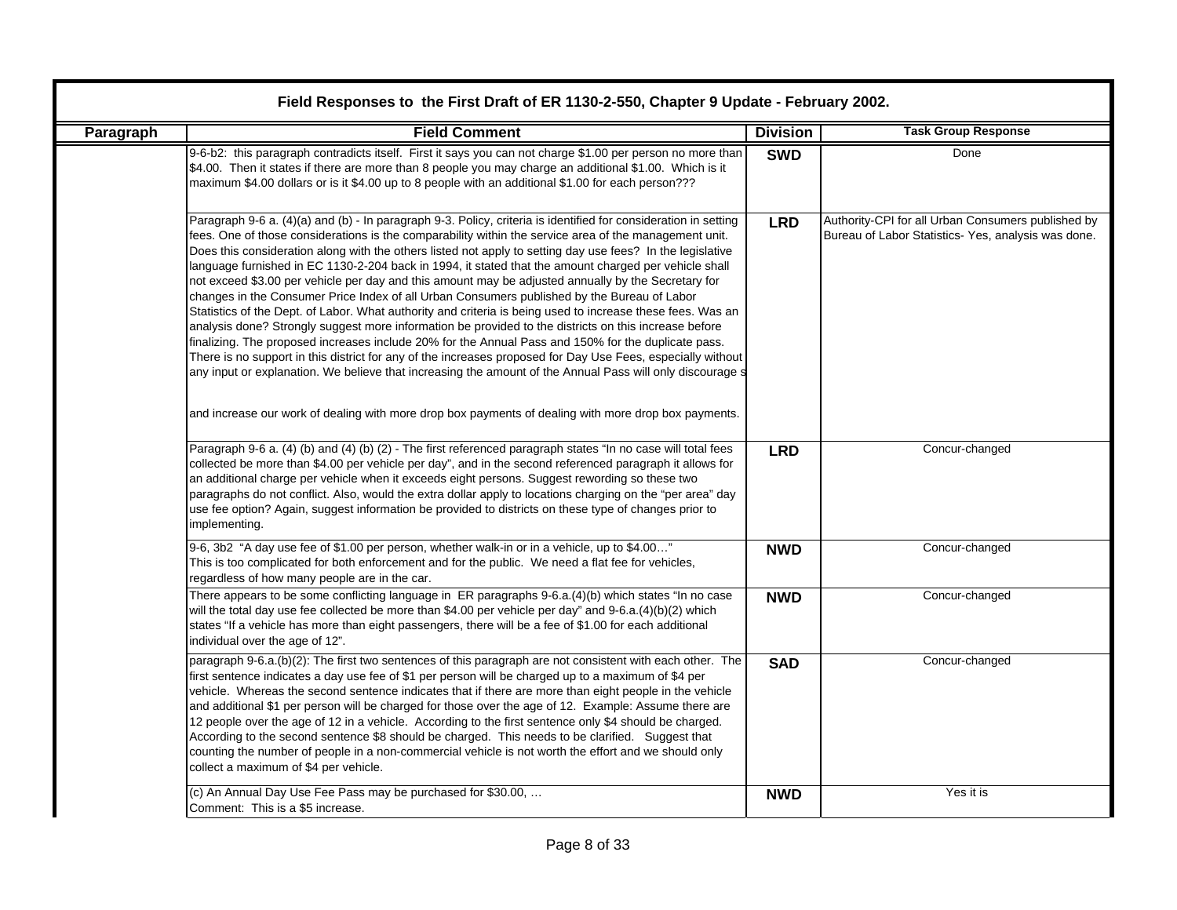## Field Responses to the First Draft of ER 1130-2-550, Chapter 9 Update - February 2002.

| Paragraph | Field Comment | Division | Task Group Response |
|---|---|---|---|
| | 9-6-b2: this paragraph contradicts itself. First it says you can not charge $1.00 per person no more than $4.00. Then it states if there are more than 8 people you may charge an additional $1.00. Which is it maximum $4.00 dollars or is it $4.00 up to 8 people with an additional $1.00 for each person??? | **SWD** | Done |
| | Paragraph 9-6 a. (4)(a) and (b) - In paragraph 9-3. Policy, criteria is identified for consideration in setting fees. One of those considerations is the comparability within the service area of the management unit. Does this consideration along with the others listed not apply to setting day use fees? In the legislative language furnished in EC 1130-2-204 back in 1994, it stated that the amount charged per vehicle shall not exceed $3.00 per vehicle per day and this amount may be adjusted annually by the Secretary for changes in the Consumer Price Index of all Urban Consumers published by the Bureau of Labor Statistics of the Dept. of Labor. What authority and criteria is being used to increase these fees. Was an analysis done? Strongly suggest more information be provided to the districts on this increase before finalizing. The proposed increases include 20% for the Annual Pass and 150% for the duplicate pass. There is no support in this district for any of the increases proposed for Day Use Fees, especially without any input or explanation. We believe that increasing the amount of the Annual Pass will only discourage s<br><br>and increase our work of dealing with more drop box payments of dealing with more drop box payments. | **LRD** | Authority-CPI for all Urban Consumers published by Bureau of Labor Statistics- Yes, analysis was done. |
| | Paragraph 9-6 a. (4) (b) and (4) (b) (2) - The first referenced paragraph states "In no case will total fees collected be more than $4.00 per vehicle per day", and in the second referenced paragraph it allows for an additional charge per vehicle when it exceeds eight persons. Suggest rewording so these two paragraphs do not conflict. Also, would the extra dollar apply to locations charging on the "per area" day use fee option? Again, suggest information be provided to districts on these type of changes prior to implementing. | **LRD** | Concur-changed |
| | 9-6, 3b2 "A day use fee of $1.00 per person, whether walk-in or in a vehicle, up to $4.00…"<br>This is too complicated for both enforcement and for the public. We need a flat fee for vehicles, regardless of how many people are in the car. | **NWD** | Concur-changed |
| | There appears to be some conflicting language in ER paragraphs 9-6.a.(4)(b) which states "In no case will the total day use fee collected be more than $4.00 per vehicle per day" and 9-6.a.(4)(b)(2) which states "If a vehicle has more than eight passengers, there will be a fee of $1.00 for each additional individual over the age of 12". | **NWD** | Concur-changed |
| | paragraph 9-6.a.(b)(2): The first two sentences of this paragraph are not consistent with each other. The first sentence indicates a day use fee of $1 per person will be charged up to a maximum of $4 per vehicle. Whereas the second sentence indicates that if there are more than eight people in the vehicle and additional $1 per person will be charged for those over the age of 12. Example: Assume there are 12 people over the age of 12 in a vehicle. According to the first sentence only $4 should be charged. According to the second sentence $8 should be charged. This needs to be clarified. Suggest that counting the number of people in a non-commercial vehicle is not worth the effort and we should only collect a maximum of $4 per vehicle. | **SAD** | Concur-changed |
| | (c) An Annual Day Use Fee Pass may be purchased for $30.00, …<br>Comment: This is a $5 increase. | **NWD** | Yes it is |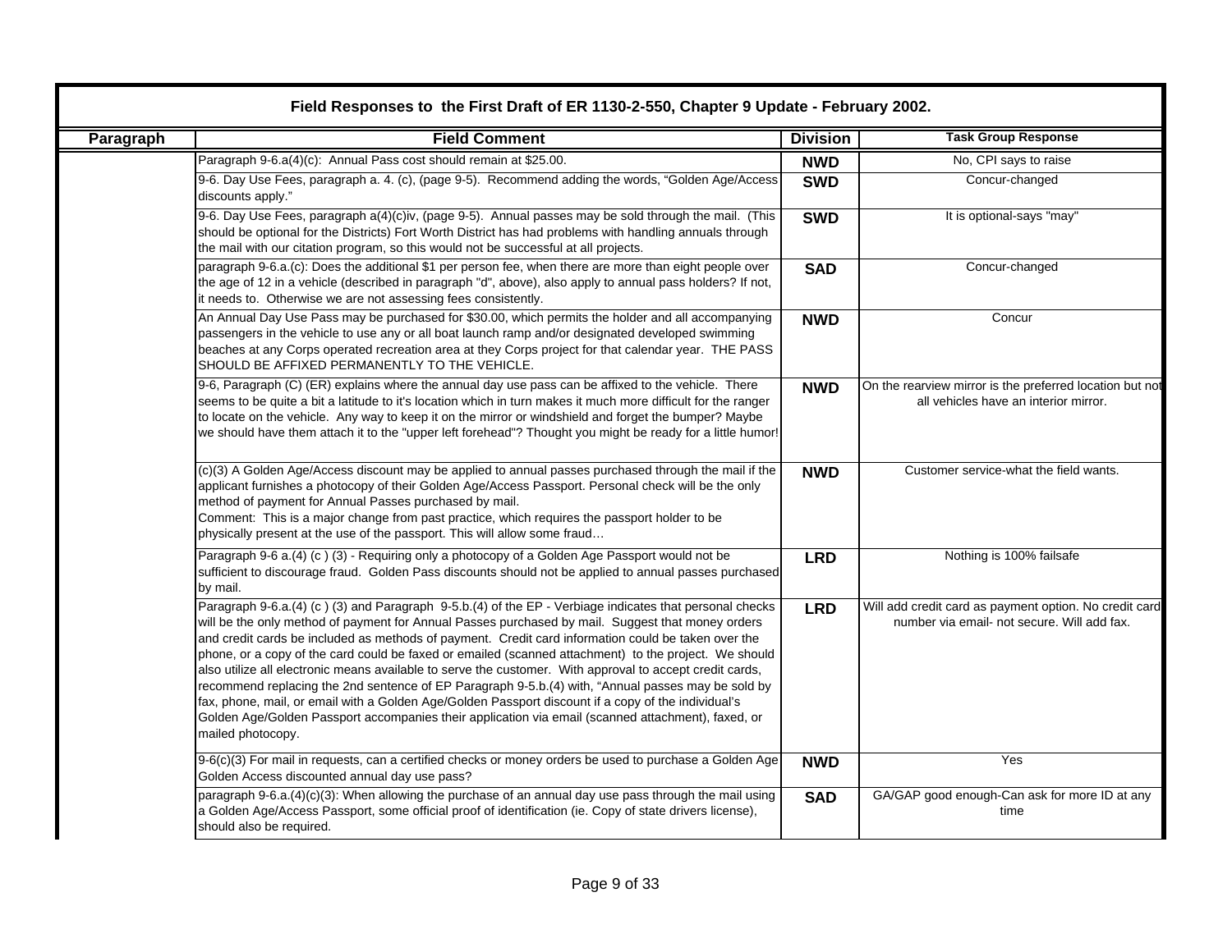## Field Responses to the First Draft of ER 1130-2-550, Chapter 9 Update - February 2002.

| Paragraph | Field Comment | Division | Task Group Response |
|---|---|---|---|
| | Paragraph 9-6.a(4)(c): Annual Pass cost should remain at $25.00. | **NWD** | No, CPI says to raise |
| | 9-6. Day Use Fees, paragraph a. 4. (c), (page 9-5). Recommend adding the words, "Golden Age/Access discounts apply." | **SWD** | Concur-changed |
| | 9-6. Day Use Fees, paragraph a(4)(c)iv, (page 9-5). Annual passes may be sold through the mail. (This should be optional for the Districts) Fort Worth District has had problems with handling annuals through the mail with our citation program, so this would not be successful at all projects. | **SWD** | It is optional-says "may" |
| | paragraph 9-6.a.(c): Does the additional $1 per person fee, when there are more than eight people over the age of 12 in a vehicle (described in paragraph "d", above), also apply to annual pass holders? If not, it needs to. Otherwise we are not assessing fees consistently. | **SAD** | Concur-changed |
| | An Annual Day Use Pass may be purchased for $30.00, which permits the holder and all accompanying passengers in the vehicle to use any or all boat launch ramp and/or designated developed swimming beaches at any Corps operated recreation area at any Corps project for that calendar year. THE PASS SHOULD BE AFFIXED PERMANENTLY TO THE VEHICLE. | **NWD** | Concur |
| | 9-6, Paragraph (C) (ER) explains where the annual day use pass can be affixed to the vehicle. There seems to be quite a bit a latitude to it's location which in turn makes it much more difficult for the ranger to locate on the vehicle. Any way to keep it on the mirror or windshield and forget the bumper? Maybe we should have them attach it to the "upper left forehead"? Thought you might be ready for a little humor! | **NWD** | On the rearview mirror is the preferred location but not all vehicles have an interior mirror. |
| | (c)(3) A Golden Age/Access discount may be applied to annual passes purchased through the mail if the applicant furnishes a photocopy of their Golden Age/Access Passport. Personal check will be the only method of payment for Annual Passes purchased by mail.<br>Comment: This is a major change from past practice, which requires the passport holder to be physically present at the use of the passport. This will allow some fraud… | **NWD** | Customer service-what the field wants. |
| | Paragraph 9-6 a.(4) (c ) (3) - Requiring only a photocopy of a Golden Age Passport would not be sufficient to discourage fraud. Golden Pass discounts should not be applied to annual passes purchased by mail. | **LRD** | Nothing is 100% failsafe |
| | Paragraph 9-6.a.(4) (c ) (3) and Paragraph 9-5.b.(4) of the EP - Verbiage indicates that personal checks will be the only method of payment for Annual Passes purchased by mail. Suggest that money orders and credit cards be included as methods of payment. Credit card information could be taken over the phone, or a copy of the card could be faxed or emailed (scanned attachment) to the project. We should also utilize all electronic means available to serve the customer. With approval to accept credit cards, recommend replacing the 2nd sentence of EP Paragraph 9-5.b.(4) with, "Annual passes may be sold by fax, phone, mail, or email with a Golden Age/Golden Passport discount if a copy of the individual's Golden Age/Golden Passport accompanies their application via email (scanned attachment), faxed, or mailed photocopy. | **LRD** | Will add credit card as payment option. No credit card number via email- not secure. Will add fax. |
| | 9-6(c)(3) For mail in requests, can a certified checks or money orders be used to purchase a Golden Age Golden Access discounted annual day use pass? | **NWD** | Yes |
| | paragraph 9-6.a.(4)(c)(3): When allowing the purchase of an annual day use pass through the mail using a Golden Age/Access Passport, some official proof of identification (ie. Copy of state drivers license), should also be required. | **SAD** | GA/GAP good enough-Can ask for more ID at any time |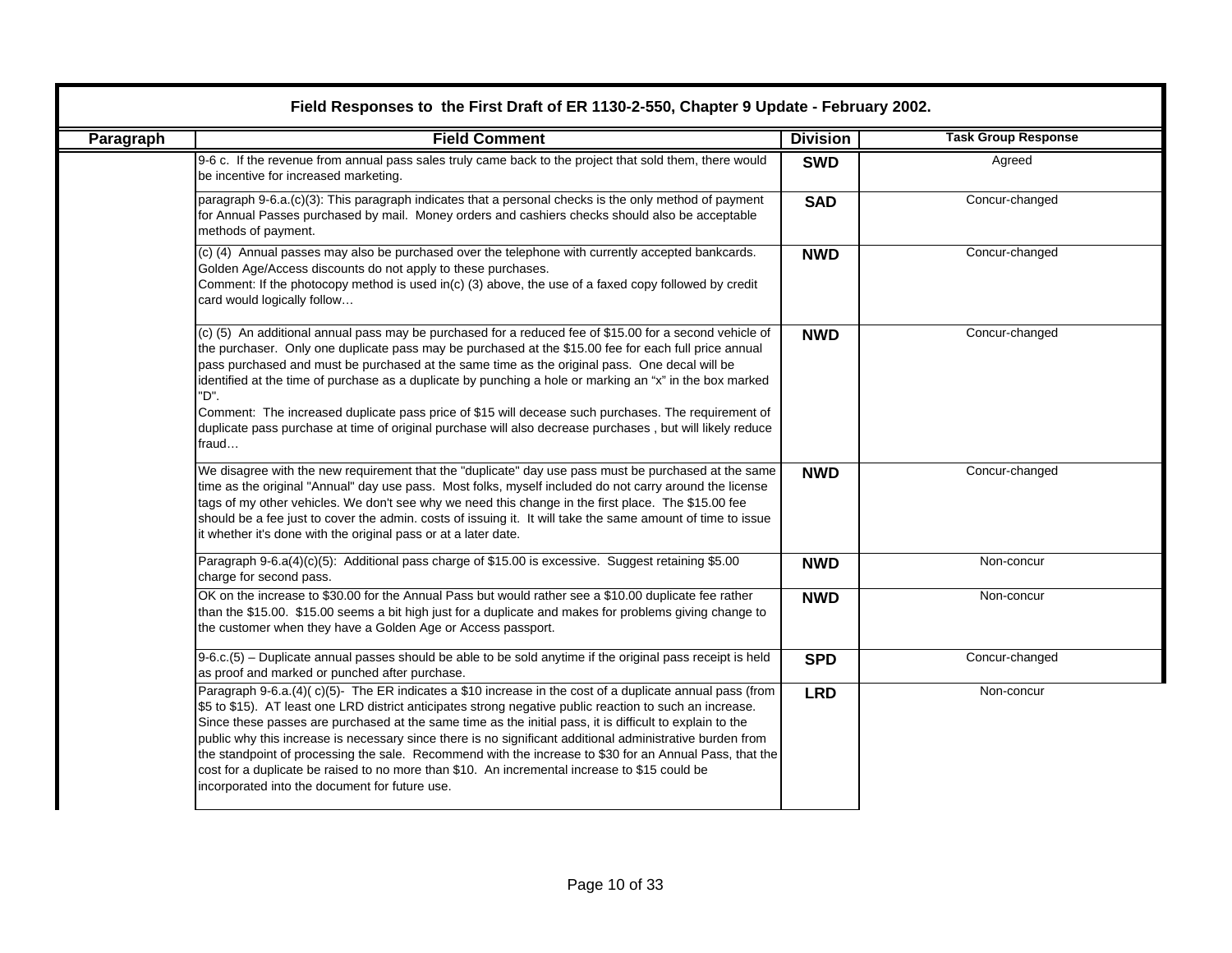# Field Responses to the First Draft of ER 1130-2-550, Chapter 9 Update - February 2002.

| Paragraph | Field Comment | Division | Task Group Response |
|---|---|---|---|
| | 9-6 c. If the revenue from annual pass sales truly came back to the project that sold them, there would be incentive for increased marketing. | **SWD** | Agreed |
| | paragraph 9-6.a.(c)(3): This paragraph indicates that a personal checks is the only method of payment for Annual Passes purchased by mail. Money orders and cashiers checks should also be acceptable methods of payment. | **SAD** | Concur-changed |
| | (c) (4) Annual passes may also be purchased over the telephone with currently accepted bankcards. Golden Age/Access discounts do not apply to these purchases.<br>Comment: If the photocopy method is used in(c) (3) above, the use of a faxed copy followed by credit card would logically follow… | **NWD** | Concur-changed |
| | (c) (5) An additional annual pass may be purchased for a reduced fee of $15.00 for a second vehicle of the purchaser. Only one duplicate pass may be purchased at the $15.00 fee for each full price annual pass purchased and must be purchased at the same time as the original pass. One decal will be identified at the time of purchase as a duplicate by punching a hole or marking an "x" in the box marked "D".<br>Comment: The increased duplicate pass price of $15 will decease such purchases. The requirement of duplicate pass purchase at time of original purchase will also decrease purchases , but will likely reduce fraud… | **NWD** | Concur-changed |
| | We disagree with the new requirement that the "duplicate" day use pass must be purchased at the same time as the original "Annual" day use pass. Most folks, myself included do not carry around the license tags of my other vehicles. We don't see why we need this change in the first place. The $15.00 fee should be a fee just to cover the admin. costs of issuing it. It will take the same amount of time to issue it whether it's done with the original pass or at a later date. | **NWD** | Concur-changed |
| | Paragraph 9-6.a(4)(c)(5): Additional pass charge of $15.00 is excessive. Suggest retaining $5.00 charge for second pass. | **NWD** | Non-concur |
| | OK on the increase to $30.00 for the Annual Pass but would rather see a $10.00 duplicate fee rather than the $15.00. $15.00 seems a bit high just for a duplicate and makes for problems giving change to the customer when they have a Golden Age or Access passport. | **NWD** | Non-concur |
| | 9-6.c.(5) – Duplicate annual passes should be able to be sold anytime if the original pass receipt is held as proof and marked or punched after purchase. | **SPD** | Concur-changed |
| | Paragraph 9-6.a.(4)( c)(5)- The ER indicates a $10 increase in the cost of a duplicate annual pass (from $5 to $15). AT least one LRD district anticipates strong negative public reaction to such an increase. Since these passes are purchased at the same time as the initial pass, it is difficult to explain to the public why this increase is necessary since there is no significant additional administrative burden from the standpoint of processing the sale. Recommend with the increase to $30 for an Annual Pass, that the cost for a duplicate be raised to no more than $10. An incremental increase to $15 could be incorporated into the document for future use. | **LRD** | Non-concur |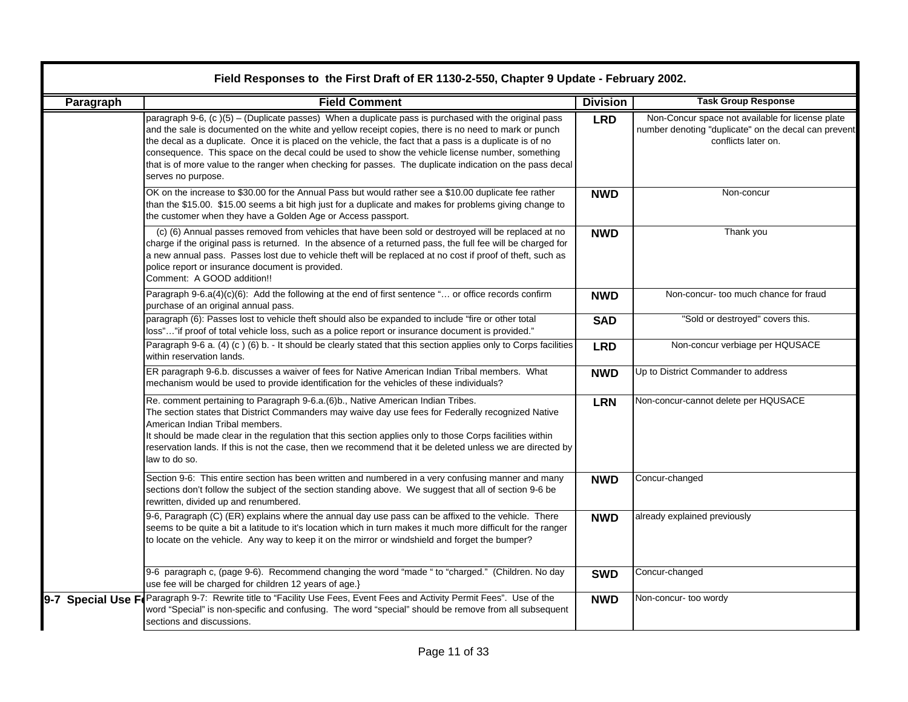# Field Responses to the First Draft of ER 1130-2-550, Chapter 9 Update - February 2002.

| Paragraph | Field Comment | Division | Task Group Response |
|---|---|---|---|
| | paragraph 9-6, (c )(5) – (Duplicate passes) When a duplicate pass is purchased with the original pass and the sale is documented on the white and yellow receipt copies, there is no need to mark or punch the decal as a duplicate. Once it is placed on the vehicle, the fact that a pass is a duplicate is of no consequence. This space on the decal could be used to show the vehicle license number, something that is of more value to the ranger when checking for passes. The duplicate indication on the pass decal serves no purpose. | **LRD** | Non-Concur space not available for license plate number denoting "duplicate" on the decal can prevent conflicts later on. |
| | OK on the increase to $30.00 for the Annual Pass but would rather see a $10.00 duplicate fee rather than the $15.00. $15.00 seems a bit high just for a duplicate and makes for problems giving change to the customer when they have a Golden Age or Access passport. | **NWD** | Non-concur |
| | (c) (6) Annual passes removed from vehicles that have been sold or destroyed will be replaced at no charge if the original pass is returned. In the absence of a returned pass, the full fee will be charged for a new annual pass. Passes lost due to vehicle theft will be replaced at no cost if proof of theft, such as police report or insurance document is provided.<br>Comment: A GOOD addition!! | **NWD** | Thank you |
| | Paragraph 9-6.a(4)(c)(6): Add the following at the end of first sentence "… or office records confirm purchase of an original annual pass. | **NWD** | Non-concur- too much chance for fraud |
| | paragraph (6): Passes lost to vehicle theft should also be expanded to include "fire or other total loss"…"if proof of total vehicle loss, such as a police report or insurance document is provided." | **SAD** | "Sold or destroyed" covers this. |
| | Paragraph 9-6 a. (4) (c ) (6) b. - It should be clearly stated that this section applies only to Corps facilities within reservation lands. | **LRD** | Non-concur verbiage per HQUSACE |
| | ER paragraph 9-6.b. discusses a waiver of fees for Native American Indian Tribal members. What mechanism would be used to provide identification for the vehicles of these individuals? | **NWD** | Up to District Commander to address |
| | Re. comment pertaining to Paragraph 9-6.a.(6)b., Native American Indian Tribes.<br>The section states that District Commanders may waive day use fees for Federally recognized Native American Indian Tribal members.<br>It should be made clear in the regulation that this section applies only to those Corps facilities within reservation lands. If this is not the case, then we recommend that it be deleted unless we are directed by law to do so. | **LRN** | Non-concur-cannot delete per HQUSACE |
| | Section 9-6: This entire section has been written and numbered in a very confusing manner and many sections don't follow the subject of the section standing above. We suggest that all of section 9-6 be rewritten, divided up and renumbered. | **NWD** | Concur-changed |
| | 9-6, Paragraph (C) (ER) explains where the annual day use pass can be affixed to the vehicle. There seems to be quite a bit a latitude to it's location which in turn makes it much more difficult for the ranger to locate on the vehicle. Any way to keep it on the mirror or windshield and forget the bumper? | **NWD** | already explained previously |
| | 9-6 paragraph c, (page 9-6). Recommend changing the word "made " to "charged." (Children. No day use fee will be charged for children 12 years of age.} | **SWD** | Concur-changed |
| **9-7 Special Use F** | Paragraph 9-7: Rewrite title to "Facility Use Fees, Event Fees and Activity Permit Fees". Use of the word "Special" is non-specific and confusing. The word "special" should be remove from all subsequent sections and discussions. | **NWD** | Non-concur- too wordy |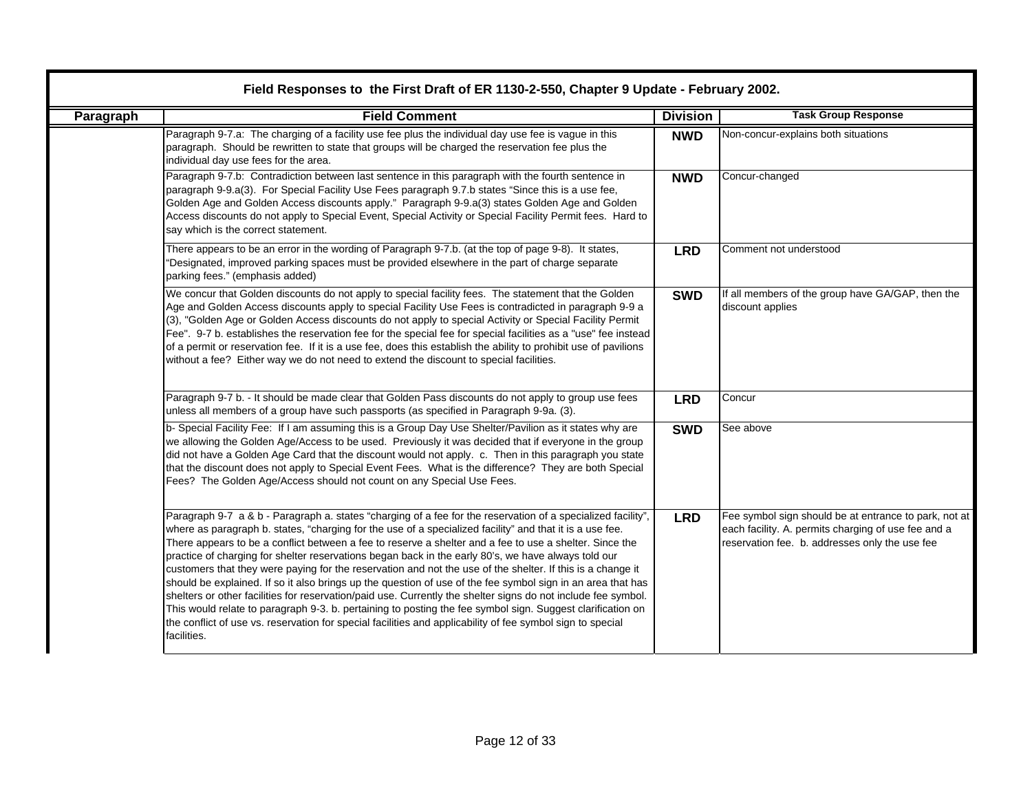## Field Responses to the First Draft of ER 1130-2-550, Chapter 9 Update - February 2002.

| Paragraph | Field Comment | Division | Task Group Response |
|---|---|---|---|
| | Paragraph 9-7.a: The charging of a facility use fee plus the individual day use fee is vague in this paragraph. Should be rewritten to state that groups will be charged the reservation fee plus the individual day use fees for the area. | NWD | Non-concur-explains both situations |
| | Paragraph 9-7.b: Contradiction between last sentence in this paragraph with the fourth sentence in paragraph 9-9.a(3). For Special Facility Use Fees paragraph 9.7.b states "Since this is a use fee, Golden Age and Golden Access discounts apply." Paragraph 9-9.a(3) states Golden Age and Golden Access discounts do not apply to Special Event, Special Activity or Special Facility Permit fees. Hard to say which is the correct statement. | NWD | Concur-changed |
| | There appears to be an error in the wording of Paragraph 9-7.b. (at the top of page 9-8). It states, "Designated, improved parking spaces must be provided elsewhere in the part of charge separate parking fees." (emphasis added) | LRD | Comment not understood |
| | We concur that Golden discounts do not apply to special facility fees. The statement that the Golden Age and Golden Access discounts apply to special Facility Use Fees is contradicted in paragraph 9-9 a (3), "Golden Age or Golden Access discounts do not apply to special Activity or Special Facility Permit Fee". 9-7 b. establishes the reservation fee for the special fee for special facilities as a "use" fee instead of a permit or reservation fee. If it is a use fee, does this establish the ability to prohibit use of pavilions without a fee? Either way we do not need to extend the discount to special facilities. | SWD | If all members of the group have GA/GAP, then the discount applies |
| | Paragraph 9-7 b. - It should be made clear that Golden Pass discounts do not apply to group use fees unless all members of a group have such passports (as specified in Paragraph 9-9a. (3). | LRD | Concur |
| | b- Special Facility Fee: If I am assuming this is a Group Day Use Shelter/Pavilion as it states why are we allowing the Golden Age/Access to be used. Previously it was decided that if everyone in the group did not have a Golden Age Card that the discount would not apply. c. Then in this paragraph you state that the discount does not apply to Special Event Fees. What is the difference? They are both Special Fees? The Golden Age/Access should not count on any Special Use Fees. | SWD | See above |
| | Paragraph 9-7 a & b - Paragraph a. states "charging of a fee for the reservation of a specialized facility", where as paragraph b. states, "charging for the use of a specialized facility" and that it is a use fee. There appears to be a conflict between a fee to reserve a shelter and a fee to use a shelter. Since the practice of charging for shelter reservations began back in the early 80's, we have always told our customers that they were paying for the reservation and not the use of the shelter. If this is a change it should be explained. If so it also brings up the question of use of the fee symbol sign in an area that has shelters or other facilities for reservation/paid use. Currently the shelter signs do not include fee symbol. This would relate to paragraph 9-3. b. pertaining to posting the fee symbol sign. Suggest clarification on the conflict of use vs. reservation for special facilities and applicability of fee symbol sign to special facilities. | LRD | Fee symbol sign should be at entrance to park, not at each facility. A. permits charging of use fee and a reservation fee. b. addresses only the use fee |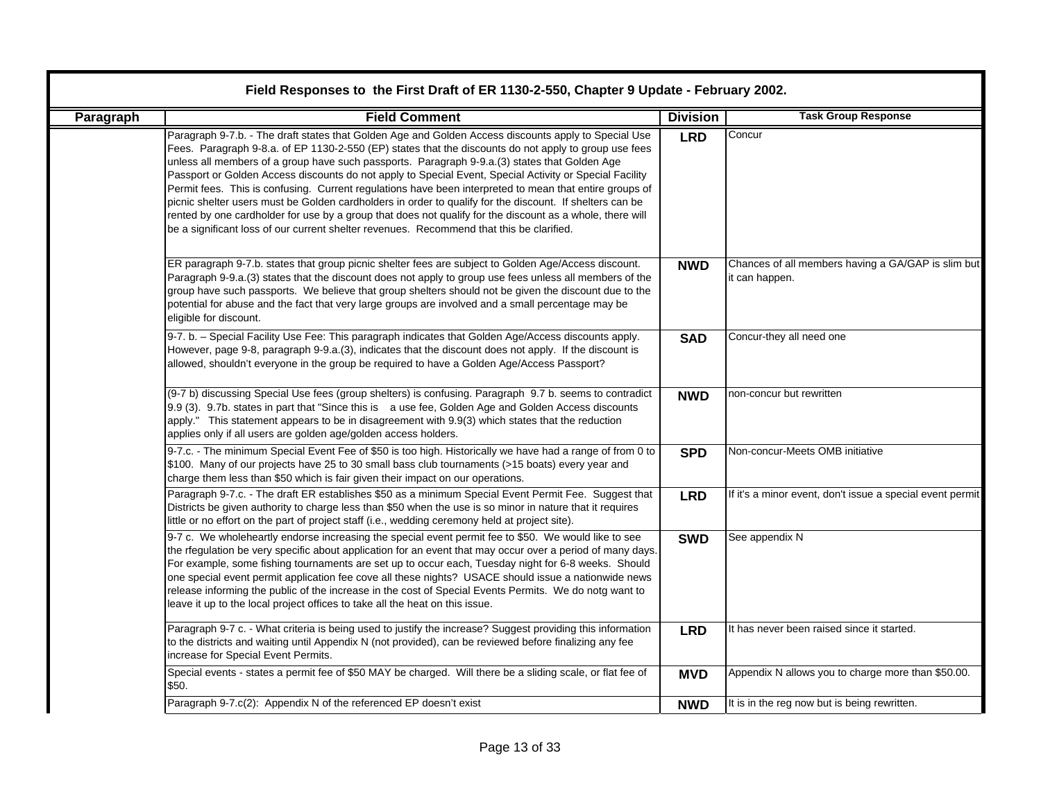| Field Responses to the First Draft of ER 1130-2-550, Chapter 9 Update - February 2002. | | | |
|---|---|---|---|
| **Paragraph** | **Field Comment** | **Division** | **Task Group Response** |
| | Paragraph 9-7.b. - The draft states that Golden Age and Golden Access discounts apply to Special Use Fees. Paragraph 9-8.a. of EP 1130-2-550 (EP) states that the discounts do not apply to group use fees unless all members of a group have such passports. Paragraph 9-9.a.(3) states that Golden Age Passport or Golden Access discounts do not apply to Special Event, Special Activity or Special Facility Permit fees. This is confusing. Current regulations have been interpreted to mean that entire groups of picnic shelter users must be Golden cardholders in order to qualify for the discount. If shelters can be rented by one cardholder for use by a group that does not qualify for the discount as a whole, there will be a significant loss of our current shelter revenues. Recommend that this be clarified. | **LRD** | Concur |
| | ER paragraph 9-7.b. states that group picnic shelter fees are subject to Golden Age/Access discount. Paragraph 9-9.a.(3) states that the discount does not apply to group use fees unless all members of the group have such passports. We believe that group shelters should not be given the discount due to the potential for abuse and the fact that very large groups are involved and a small percentage may be eligible for discount. | **NWD** | Chances of all members having a GA/GAP is slim but it can happen. |
| | 9-7. b. – Special Facility Use Fee: This paragraph indicates that Golden Age/Access discounts apply. However, page 9-8, paragraph 9-9.a.(3), indicates that the discount does not apply. If the discount is allowed, shouldn't everyone in the group be required to have a Golden Age/Access Passport? | **SAD** | Concur-they all need one |
| | (9-7 b) discussing Special Use fees (group shelters) is confusing. Paragraph 9.7 b. seems to contradict 9.9 (3). 9.7b. states in part that "Since this is a use fee, Golden Age and Golden Access discounts apply." This statement appears to be in disagreement with 9.9(3) which states that the reduction applies only if all users are golden age/golden access holders. | **NWD** | non-concur but rewritten |
| | 9-7.c. - The minimum Special Event Fee of $50 is too high. Historically we have had a range of from 0 to $100. Many of our projects have 25 to 30 small bass club tournaments (>15 boats) every year and charge them less than $50 which is fair given their impact on our operations. | **SPD** | Non-concur-Meets OMB initiative |
| | Paragraph 9-7.c. - The draft ER establishes $50 as a minimum Special Event Permit Fee. Suggest that Districts be given authority to charge less than $50 when the use is so minor in nature that it requires little or no effort on the part of project staff (i.e., wedding ceremony held at project site). | **LRD** | If it's a minor event, don't issue a special event permit |
| | 9-7 c. We wholeheartly endorse increasing the special event permit fee to $50. We would like to see the rfegulation be very specific about application for an event that may occur over a period of many days. For example, some fishing tournaments are set up to occur each, Tuesday night for 6-8 weeks. Should one special event permit application fee cove all these nights? USACE should issue a nationwide news release informing the public of the increase in the cost of Special Events Permits. We do notg want to leave it up to the local project offices to take all the heat on this issue. | **SWD** | See appendix N |
| | Paragraph 9-7 c. - What criteria is being used to justify the increase? Suggest providing this information to the districts and waiting until Appendix N (not provided), can be reviewed before finalizing any fee increase for Special Event Permits. | **LRD** | It has never been raised since it started. |
| | Special events - states a permit fee of $50 MAY be charged. Will there be a sliding scale, or flat fee of $50. | **MVD** | Appendix N allows you to charge more than $50.00. |
| | Paragraph 9-7.c(2): Appendix N of the referenced EP doesn't exist | **NWD** | It is in the reg now but is being rewritten. |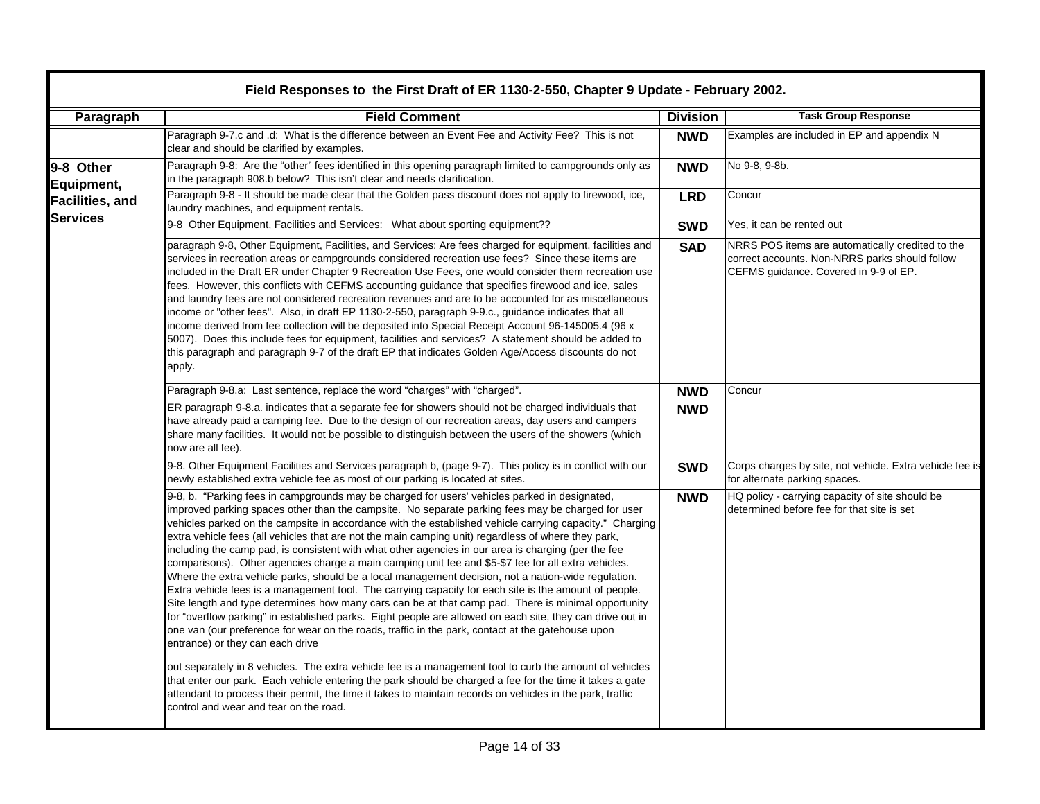| Field Responses to the First Draft of ER 1130-2-550, Chapter 9 Update - February 2002. | | | |
|---|---|---|---|
| **Paragraph** | **Field Comment** | **Division** | **Task Group Response** |
| | Paragraph 9-7.c and .d: What is the difference between an Event Fee and Activity Fee? This is not clear and should be clarified by examples. | **NWD** | Examples are included in EP and appendix N |
| **9-8 Other Equipment, Facilities, and Services** | Paragraph 9-8: Are the "other" fees identified in this opening paragraph limited to campgrounds only as in the paragraph 908.b below? This isn't clear and needs clarification. | **NWD** | No 9-8, 9-8b. |
| | Paragraph 9-8 - It should be made clear that the Golden pass discount does not apply to firewood, ice, laundry machines, and equipment rentals. | **LRD** | Concur |
| | 9-8 Other Equipment, Facilities and Services: What about sporting equipment?? | **SWD** | Yes, it can be rented out |
| | paragraph 9-8, Other Equipment, Facilities, and Services: Are fees charged for equipment, facilities and services in recreation areas or campgrounds considered recreation use fees? Since these items are included in the Draft ER under Chapter 9 Recreation Use Fees, one would consider them recreation use fees. However, this conflicts with CEFMS accounting guidance that specifies firewood and ice, sales and laundry fees are not considered recreation revenues and are to be accounted for as miscellaneous income or "other fees". Also, in draft EP 1130-2-550, paragraph 9-9.c., guidance indicates that all income derived from fee collection will be deposited into Special Receipt Account 96-145005.4 (96 x 5007). Does this include fees for equipment, facilities and services? A statement should be added to this paragraph and paragraph 9-7 of the draft EP that indicates Golden Age/Access discounts do not apply. | **SAD** | NRRS POS items are automatically credited to the correct accounts. Non-NRRS parks should follow CEFMS guidance. Covered in 9-9 of EP. |
| | Paragraph 9-8.a: Last sentence, replace the word "charges" with "charged". | **NWD** | Concur |
| | ER paragraph 9-8.a. indicates that a separate fee for showers should not be charged individuals that have already paid a camping fee. Due to the design of our recreation areas, day users and campers share many facilities. It would not be possible to distinguish between the users of the showers (which now are all fee). | **NWD** | |
| | 9-8. Other Equipment Facilities and Services paragraph b, (page 9-7). This policy is in conflict with our newly established extra vehicle fee as most of our parking is located at sites. | **SWD** | Corps charges by site, not vehicle. Extra vehicle fee is for alternate parking spaces. |
| | 9-8, b. "Parking fees in campgrounds may be charged for users' vehicles parked in designated, improved parking spaces other than the campsite. No separate parking fees may be charged for user vehicles parked on the campsite in accordance with the established vehicle carrying capacity." Charging extra vehicle fees (all vehicles that are not the main camping unit) regardless of where they park, including the camp pad, is consistent with what other agencies in our area is charging (per the fee comparisons). Other agencies charge a main camping unit fee and $5-$7 fee for all extra vehicles. Where the extra vehicle parks, should be a local management decision, not a nation-wide regulation. Extra vehicle fees is a management tool. The carrying capacity for each site is the amount of people. Site length and type determines how many cars can be at that camp pad. There is minimal opportunity for "overflow parking" in established parks. Eight people are allowed on each site, they can drive out in one van (our preference for wear on the roads, traffic in the park, contact at the gatehouse upon entrance) or they can each drive out separately in 8 vehicles. The extra vehicle fee is a management tool to curb the amount of vehicles that enter our park. Each vehicle entering the park should be charged a fee for the time it takes a gate attendant to process their permit, the time it takes to maintain records on vehicles in the park, traffic control and wear and tear on the road. | **NWD** | HQ policy - carrying capacity of site should be determined before fee for that site is set |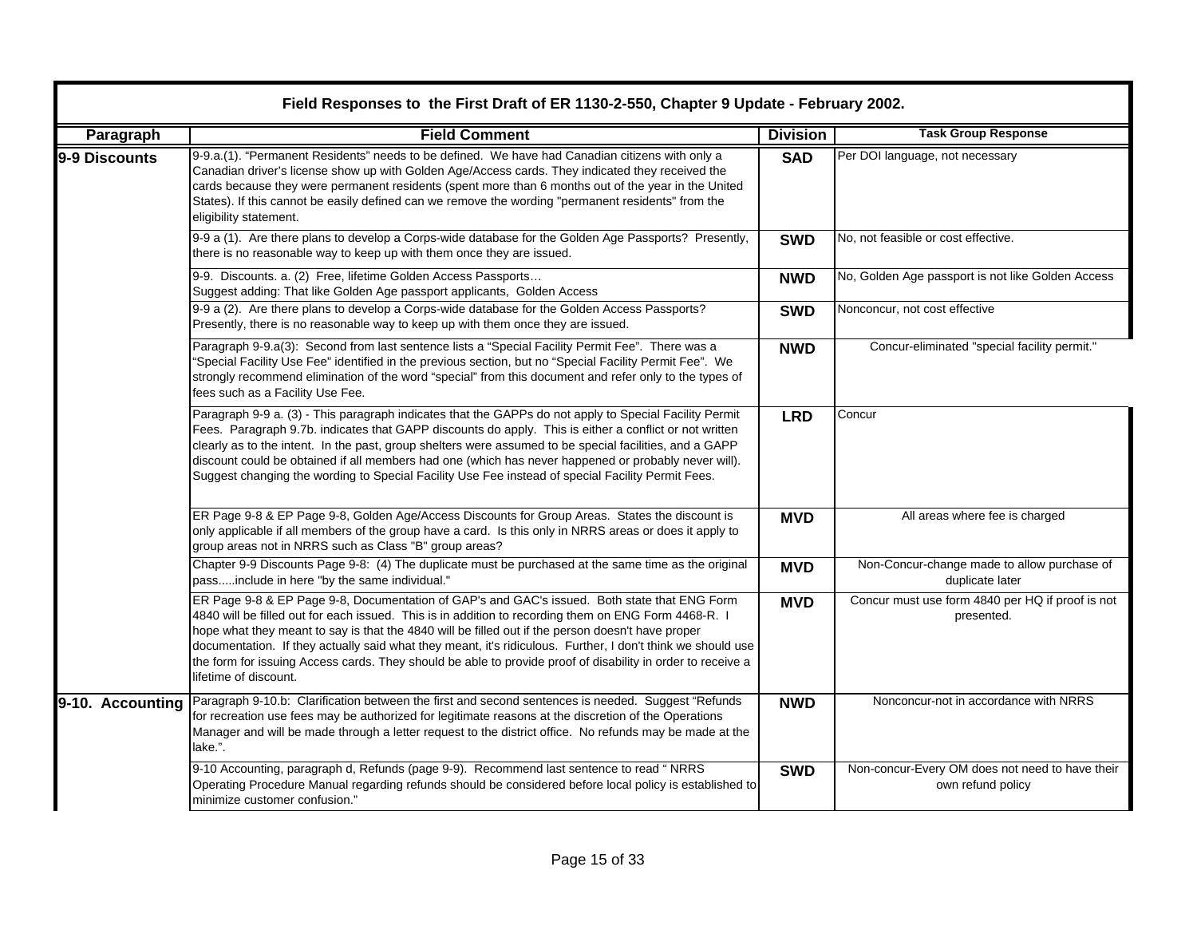**Field Responses to the First Draft of ER 1130-2-550, Chapter 9 Update - February 2002.**

| Paragraph | Field Comment | Division | Task Group Response |
|---|---|---|---|
| 9-9 Discounts | 9-9.a.(1). "Permanent Residents" needs to be defined. We have had Canadian citizens with only a Canadian driver's license show up with Golden Age/Access cards. They indicated they received the cards because they were permanent residents (spent more than 6 months out of the year in the United States). If this cannot be easily defined can we remove the wording "permanent residents" from the eligibility statement. | SAD | Per DOI language, not necessary |
| | 9-9 a (1). Are there plans to develop a Corps-wide database for the Golden Age Passports? Presently, there is no reasonable way to keep up with them once they are issued. | SWD | No, not feasible or cost effective. |
| | 9-9. Discounts. a. (2) Free, lifetime Golden Access Passports… Suggest adding: That like Golden Age passport applicants, Golden Access | NWD | No, Golden Age passport is not like Golden Access |
| | 9-9 a (2). Are there plans to develop a Corps-wide database for the Golden Access Passports? Presently, there is no reasonable way to keep up with them once they are issued. | SWD | Nonconcur, not cost effective |
| | Paragraph 9-9.a(3): Second from last sentence lists a "Special Facility Permit Fee". There was a "Special Facility Use Fee" identified in the previous section, but no "Special Facility Permit Fee". We strongly recommend elimination of the word "special" from this document and refer only to the types of fees such as a Facility Use Fee. | NWD | Concur-eliminated "special facility permit." |
| | Paragraph 9-9 a. (3) - This paragraph indicates that the GAPPs do not apply to Special Facility Permit Fees. Paragraph 9.7b. indicates that GAPP discounts do apply. This is either a conflict or not written clearly as to the intent. In the past, group shelters were assumed to be special facilities, and a GAPP discount could be obtained if all members had one (which has never happened or probably never will). Suggest changing the wording to Special Facility Use Fee instead of special Facility Permit Fees. | LRD | Concur |
| | ER Page 9-8 & EP Page 9-8, Golden Age/Access Discounts for Group Areas. States the discount is only applicable if all members of the group have a card. Is this only in NRRS areas or does it apply to group areas not in NRRS such as Class "B" group areas? | MVD | All areas where fee is charged |
| | Chapter 9-9 Discounts Page 9-8: (4) The duplicate must be purchased at the same time as the original pass.....include in here "by the same individual." | MVD | Non-Concur-change made to allow purchase of duplicate later |
| | ER Page 9-8 & EP Page 9-8, Documentation of GAP's and GAC's issued. Both state that ENG Form 4840 will be filled out for each issued. This is in addition to recording them on ENG Form 4468-R. I hope what they meant to say is that the 4840 will be filled out if the person doesn't have proper documentation. If they actually said what they meant, it's ridiculous. Further, I don't think we should use the form for issuing Access cards. They should be able to provide proof of disability in order to receive a lifetime of discount. | MVD | Concur must use form 4840 per HQ if proof is not presented. |
| 9-10. Accounting | Paragraph 9-10.b: Clarification between the first and second sentences is needed. Suggest "Refunds for recreation use fees may be authorized for legitimate reasons at the discretion of the Operations Manager and will be made through a letter request to the district office. No refunds may be made at the lake.". | NWD | Nonconcur-not in accordance with NRRS |
| | 9-10 Accounting, paragraph d, Refunds (page 9-9). Recommend last sentence to read " NRRS Operating Procedure Manual regarding refunds should be considered before local policy is established to minimize customer confusion." | SWD | Non-concur-Every OM does not need to have their own refund policy |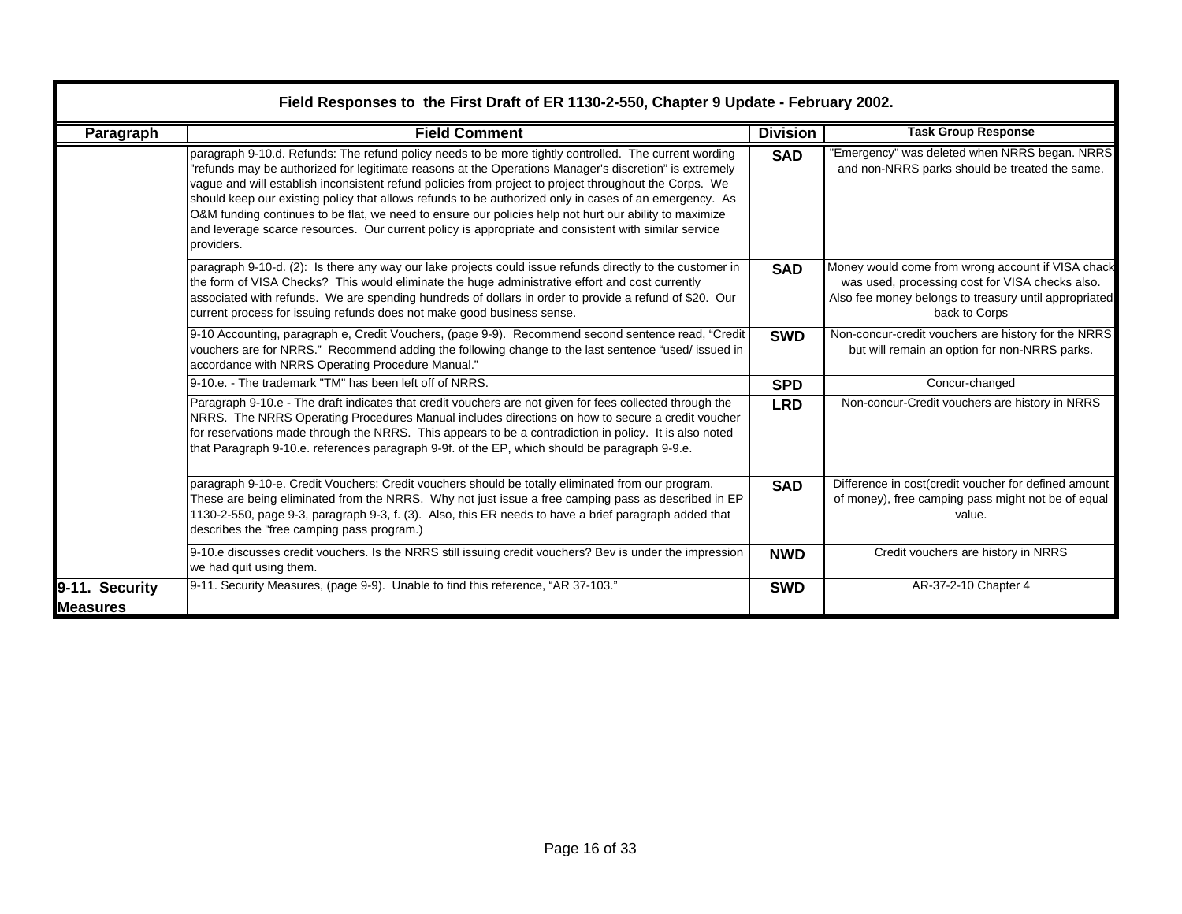| Field Responses to the First Draft of ER 1130-2-550, Chapter 9 Update - February 2002. | | | |
|---|---|---|---|
| **Paragraph** | **Field Comment** | **Division** | **Task Group Response** |
| | paragraph 9-10.d. Refunds: The refund policy needs to be more tightly controlled. The current wording "refunds may be authorized for legitimate reasons at the Operations Manager's discretion" is extremely vague and will establish inconsistent refund policies from project to project throughout the Corps. We should keep our existing policy that allows refunds to be authorized only in cases of an emergency. As O&M funding continues to be flat, we need to ensure our policies help not hurt our ability to maximize and leverage scarce resources. Our current policy is appropriate and consistent with similar service providers. | **SAD** | "Emergency" was deleted when NRRS began. NRRS and non-NRRS parks should be treated the same. |
| | paragraph 9-10-d. (2): Is there any way our lake projects could issue refunds directly to the customer in the form of VISA Checks? This would eliminate the huge administrative effort and cost currently associated with refunds. We are spending hundreds of dollars in order to provide a refund of $20. Our current process for issuing refunds does not make good business sense. | **SAD** | Money would come from wrong account if VISA chack was used, processing cost for VISA checks also. Also fee money belongs to treasury until appropriated back to Corps |
| | 9-10 Accounting, paragraph e, Credit Vouchers, (page 9-9). Recommend second sentence read, "Credit vouchers are for NRRS." Recommend adding the following change to the last sentence "used/ issued in accordance with NRRS Operating Procedure Manual." | **SWD** | Non-concur-credit vouchers are history for the NRRS but will remain an option for non-NRRS parks. |
| | 9-10.e. - The trademark "TM" has been left off of NRRS. | **SPD** | Concur-changed |
| | Paragraph 9-10.e - The draft indicates that credit vouchers are not given for fees collected through the NRRS. The NRRS Operating Procedures Manual includes directions on how to secure a credit voucher for reservations made through the NRRS. This appears to be a contradiction in policy. It is also noted that Paragraph 9-10.e. references paragraph 9-9f. of the EP, which should be paragraph 9-9.e. | **LRD** | Non-concur-Credit vouchers are history in NRRS |
| | paragraph 9-10-e. Credit Vouchers: Credit vouchers should be totally eliminated from our program. These are being eliminated from the NRRS. Why not just issue a free camping pass as described in EP 1130-2-550, page 9-3, paragraph 9-3, f. (3). Also, this ER needs to have a brief paragraph added that describes the "free camping pass program.) | **SAD** | Difference in cost(credit voucher for defined amount of money), free camping pass might not be of equal value. |
| | 9-10.e discusses credit vouchers. Is the NRRS still issuing credit vouchers? Bev is under the impression we had quit using them. | **NWD** | Credit vouchers are history in NRRS |
| **9-11. Security Measures** | 9-11. Security Measures, (page 9-9). Unable to find this reference, "AR 37-103." | **SWD** | AR-37-2-10 Chapter 4 |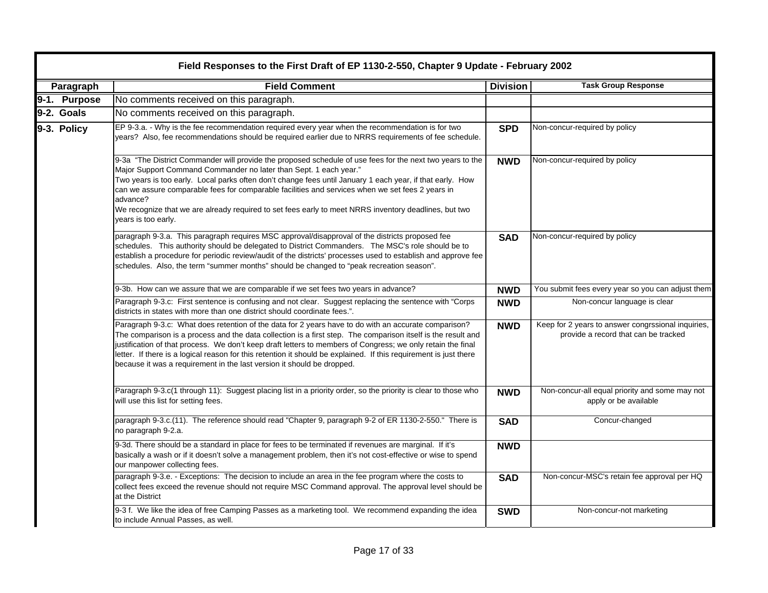**Field Responses to the First Draft of EP 1130-2-550, Chapter 9 Update - February 2002**

| Paragraph | Field Comment | Division | Task Group Response |
|---|---|---|---|
| **9-1. Purpose** | No comments received on this paragraph. | | |
| **9-2. Goals** | No comments received on this paragraph. | | |
| **9-3. Policy** | EP 9-3.a. - Why is the fee recommendation required every year when the recommendation is for two years? Also, fee recommendations should be required earlier due to NRRS requirements of fee schedule. | **SPD** | Non-concur-required by policy |
| | 9-3a "The District Commander will provide the proposed schedule of use fees for the next two years to the Major Support Command Commander no later than Sept. 1 each year." Two years is too early. Local parks often don't change fees until January 1 each year, if that early. How can we assure comparable fees for comparable facilities and services when we set fees 2 years in advance? We recognize that we are already required to set fees early to meet NRRS inventory deadlines, but two years is too early. | **NWD** | Non-concur-required by policy |
| | paragraph 9-3.a. This paragraph requires MSC approval/disapproval of the districts proposed fee schedules. This authority should be delegated to District Commanders. The MSC's role should be to establish a procedure for periodic review/audit of the districts' processes used to establish and approve fee schedules. Also, the term "summer months" should be changed to "peak recreation season". | **SAD** | Non-concur-required by policy |
| | 9-3b. How can we assure that we are comparable if we set fees two years in advance? | **NWD** | You submit fees every year so you can adjust them |
| | Paragraph 9-3.c: First sentence is confusing and not clear. Suggest replacing the sentence with "Corps districts in states with more than one district should coordinate fees.". | **NWD** | Non-concur language is clear |
| | Paragraph 9-3.c: What does retention of the data for 2 years have to do with an accurate comparison? The comparison is a process and the data collection is a first step. The comparison itself is the result and justification of that process. We don't keep draft letters to members of Congress; we only retain the final letter. If there is a logical reason for this retention it should be explained. If this requirement is just there because it was a requirement in the last version it should be dropped. | **NWD** | Keep for 2 years to answer congrssional inquiries, provide a record that can be tracked |
| | Paragraph 9-3.c(1 through 11): Suggest placing list in a priority order, so the priority is clear to those who will use this list for setting fees. | **NWD** | Non-concur-all equal priority and some may not apply or be available |
| | paragraph 9-3.c.(11). The reference should read "Chapter 9, paragraph 9-2 of ER 1130-2-550." There is no paragraph 9-2.a. | **SAD** | Concur-changed |
| | 9-3d. There should be a standard in place for fees to be terminated if revenues are marginal. If it's basically a wash or if it doesn't solve a management problem, then it's not cost-effective or wise to spend our manpower collecting fees. | **NWD** | |
| | paragraph 9-3.e. - Exceptions: The decision to include an area in the fee program where the costs to collect fees exceed the revenue should not require MSC Command approval. The approval level should be at the District | **SAD** | Non-concur-MSC's retain fee approval per HQ |
| | 9-3 f. We like the idea of free Camping Passes as a marketing tool. We recommend expanding the idea to include Annual Passes, as well. | **SWD** | Non-concur-not marketing |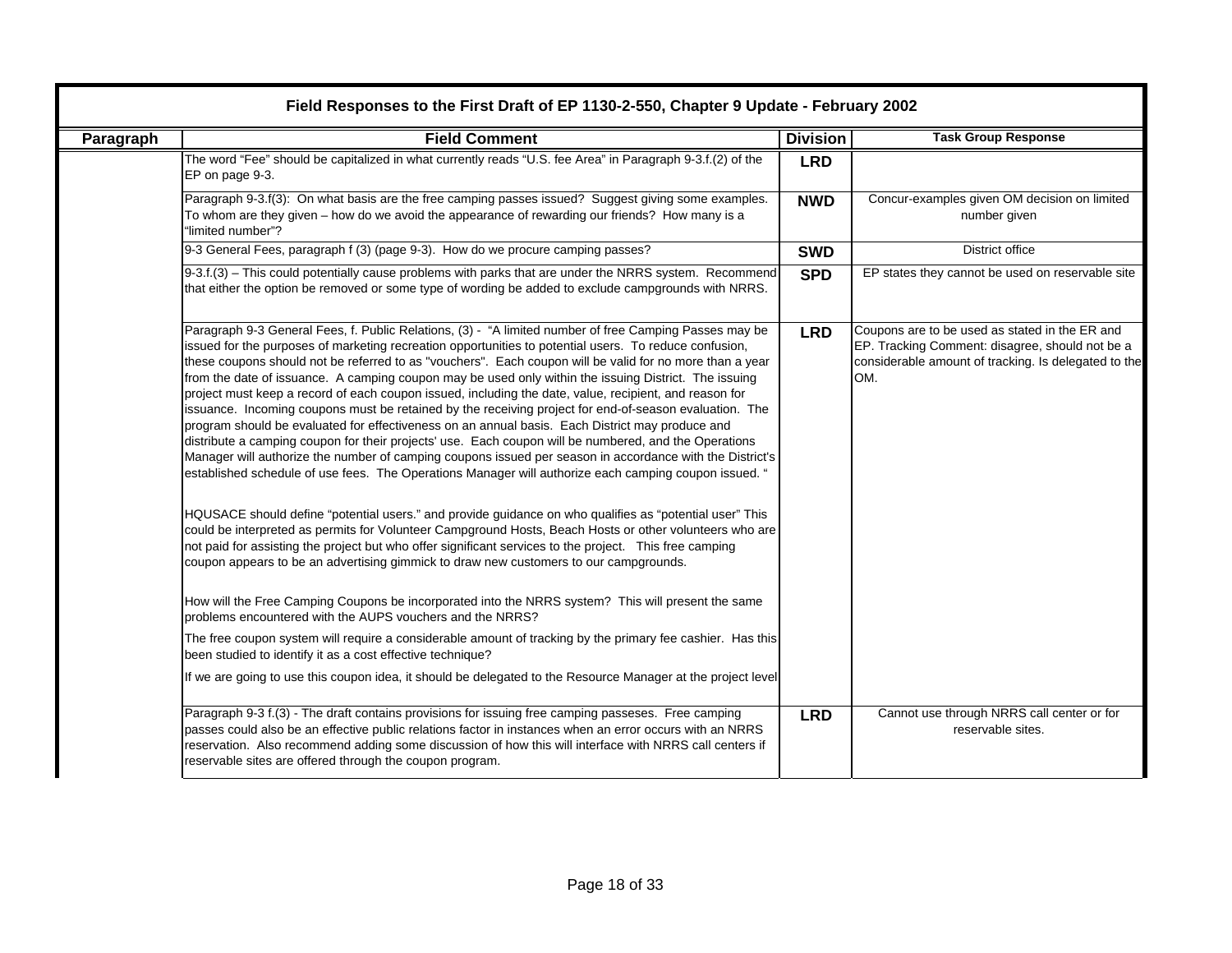| Field Responses to the First Draft of EP 1130-2-550, Chapter 9 Update - February 2002 | | | |
|---|---|---|---|
| **Paragraph** | **Field Comment** | **Division** | **Task Group Response** |
| | The word "Fee" should be capitalized in what currently reads "U.S. fee Area" in Paragraph 9-3.f.(2) of the EP on page 9-3. | **LRD** | |
| | Paragraph 9-3.f(3): On what basis are the free camping passes issued? Suggest giving some examples. To whom are they given – how do we avoid the appearance of rewarding our friends? How many is a "limited number"? | **NWD** | Concur-examples given OM decision on limited number given |
| | 9-3 General Fees, paragraph f (3) (page 9-3). How do we procure camping passes? | **SWD** | District office |
| | 9-3.f.(3) – This could potentially cause problems with parks that are under the NRRS system. Recommend that either the option be removed or some type of wording be added to exclude campgrounds with NRRS. | **SPD** | EP states they cannot be used on reservable site |
| | Paragraph 9-3 General Fees, f. Public Relations, (3) - "A limited number of free Camping Passes may be issued for the purposes of marketing recreation opportunities to potential users. To reduce confusion, these coupons should not be referred to as "vouchers". Each coupon will be valid for no more than a year from the date of issuance. A camping coupon may be used only within the issuing District. The issuing project must keep a record of each coupon issued, including the date, value, recipient, and reason for issuance. Incoming coupons must be retained by the receiving project for end-of-season evaluation. The program should be evaluated for effectiveness on an annual basis. Each District may produce and distribute a camping coupon for their projects' use. Each coupon will be numbered, and the Operations Manager will authorize the number of camping coupons issued per season in accordance with the District's established schedule of use fees. The Operations Manager will authorize each camping coupon issued. "<br><br>HQUSACE should define "potential users." and provide guidance on who qualifies as "potential user" This could be interpreted as permits for Volunteer Campground Hosts, Beach Hosts or other volunteers who are not paid for assisting the project but who offer significant services to the project. This free camping coupon appears to be an advertising gimmick to draw new customers to our campgrounds.<br><br>How will the Free Camping Coupons be incorporated into the NRRS system? This will present the same problems encountered with the AUPS vouchers and the NRRS?<br><br>The free coupon system will require a considerable amount of tracking by the primary fee cashier. Has this been studied to identify it as a cost effective technique?<br><br>If we are going to use this coupon idea, it should be delegated to the Resource Manager at the project level | **LRD** | Coupons are to be used as stated in the ER and EP. Tracking Comment: disagree, should not be a considerable amount of tracking. Is delegated to the OM. |
| | Paragraph 9-3 f.(3) - The draft contains provisions for issuing free camping passeses. Free camping passes could also be an effective public relations factor in instances when an error occurs with an NRRS reservation. Also recommend adding some discussion of how this will interface with NRRS call centers if reservable sites are offered through the coupon program. | **LRD** | Cannot use through NRRS call center or for reservable sites. |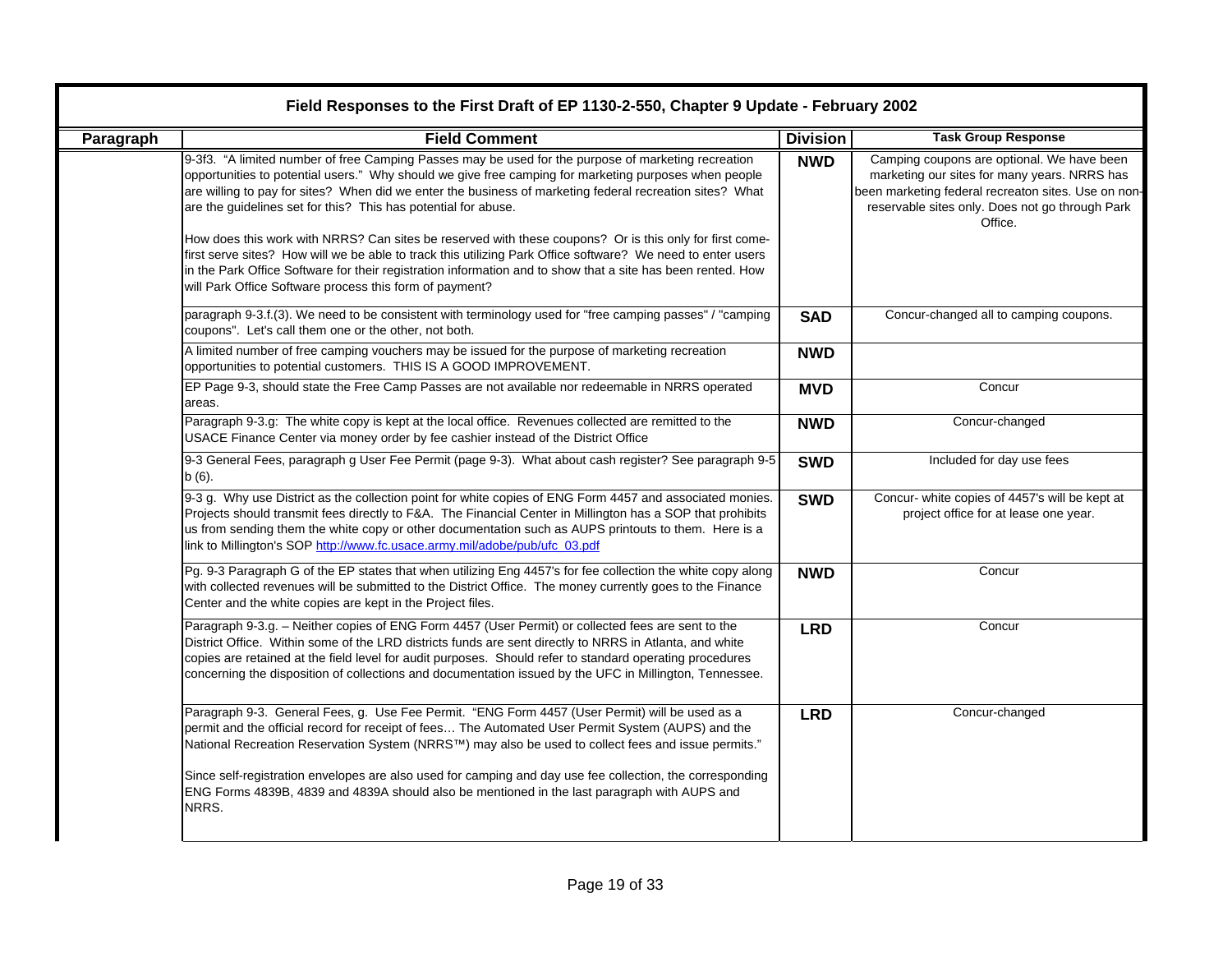## Field Responses to the First Draft of EP 1130-2-550, Chapter 9 Update - February 2002

| Paragraph | Field Comment | Division | Task Group Response |
|---|---|---|---|
| | 9-3f3. "A limited number of free Camping Passes may be used for the purpose of marketing recreation opportunities to potential users." Why should we give free camping for marketing purposes when people are willing to pay for sites? When did we enter the business of marketing federal recreation sites? What are the guidelines set for this? This has potential for abuse.<br><br>How does this work with NRRS? Can sites be reserved with these coupons? Or is this only for first come-first serve sites? How will we be able to track this utilizing Park Office software? We need to enter users in the Park Office Software for their registration information and to show that a site has been rented. How will Park Office Software process this form of payment? | **NWD** | Camping coupons are optional. We have been marketing our sites for many years. NRRS has been marketing federal recreaton sites. Use on non-reservable sites only. Does not go through Park Office. |
| | paragraph 9-3.f.(3). We need to be consistent with terminology used for "free camping passes" / "camping coupons". Let's call them one or the other, not both. | **SAD** | Concur-changed all to camping coupons. |
| | A limited number of free camping vouchers may be issued for the purpose of marketing recreation opportunities to potential customers. THIS IS A GOOD IMPROVEMENT. | **NWD** | |
| | EP Page 9-3, should state the Free Camp Passes are not available nor redeemable in NRRS operated areas. | **MVD** | Concur |
| | Paragraph 9-3.g: The white copy is kept at the local office. Revenues collected are remitted to the USACE Finance Center via money order by fee cashier instead of the District Office | **NWD** | Concur-changed |
| | 9-3 General Fees, paragraph g User Fee Permit (page 9-3). What about cash register? See paragraph 9-5 b (6). | **SWD** | Included for day use fees |
| | 9-3 g. Why use District as the collection point for white copies of ENG Form 4457 and associated monies. Projects should transmit fees directly to F&A. The Financial Center in Millington has a SOP that prohibits us from sending them the white copy or other documentation such as AUPS printouts to them. Here is a link to Millington's SOP http://www.fc.usace.army.mil/adobe/pub/ufc_03.pdf | **SWD** | Concur- white copies of 4457's will be kept at project office for at lease one year. |
| | Pg. 9-3 Paragraph G of the EP states that when utilizing Eng 4457's for fee collection the white copy along with collected revenues will be submitted to the District Office. The money currently goes to the Finance Center and the white copies are kept in the Project files. | **NWD** | Concur |
| | Paragraph 9-3.g. – Neither copies of ENG Form 4457 (User Permit) or collected fees are sent to the District Office. Within some of the LRD districts funds are sent directly to NRRS in Atlanta, and white copies are retained at the field level for audit purposes. Should refer to standard operating procedures concerning the disposition of collections and documentation issued by the UFC in Millington, Tennessee. | **LRD** | Concur |
| | Paragraph 9-3. General Fees, g. Use Fee Permit. "ENG Form 4457 (User Permit) will be used as a permit and the official record for receipt of fees… The Automated User Permit System (AUPS) and the National Recreation Reservation System (NRRS™) may also be used to collect fees and issue permits."<br><br>Since self-registration envelopes are also used for camping and day use fee collection, the corresponding ENG Forms 4839B, 4839 and 4839A should also be mentioned in the last paragraph with AUPS and NRRS. | **LRD** | Concur-changed |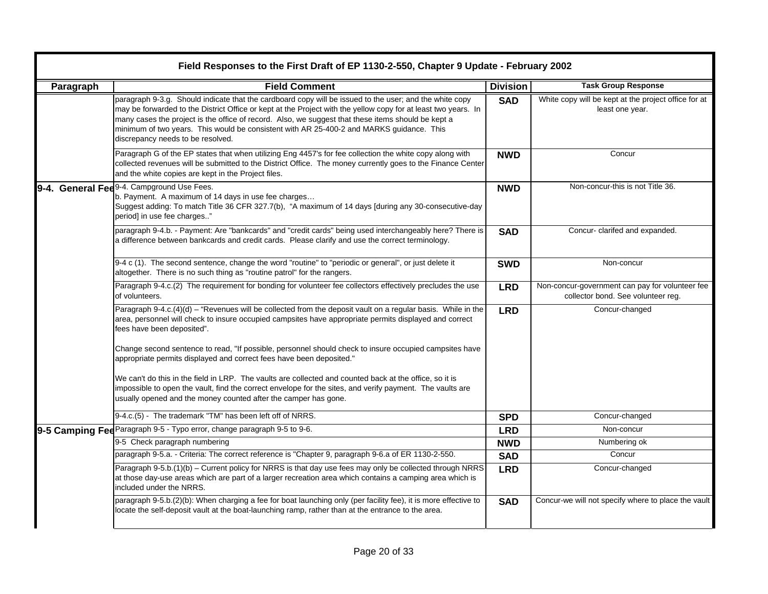| Field Responses to the First Draft of EP 1130-2-550, Chapter 9 Update - February 2002 | | | |
|---|---|---|---|
| **Paragraph** | **Field Comment** | **Division** | **Task Group Response** |
| | paragraph 9-3.g. Should indicate that the cardboard copy will be issued to the user; and the white copy may be forwarded to the District Office or kept at the Project with the yellow copy for at least two years. In many cases the project is the office of record. Also, we suggest that these items should be kept a minimum of two years. This would be consistent with AR 25-400-2 and MARKS guidance. This discrepancy needs to be resolved. | **SAD** | White copy will be kept at the project office for at least one year. |
| | Paragraph G of the EP states that when utilizing Eng 4457's for fee collection the white copy along with collected revenues will be submitted to the District Office. The money currently goes to the Finance Center and the white copies are kept in the Project files. | **NWD** | Concur |
| **9-4. General Fee** | 9-4. Campground Use Fees.<br>b. Payment. A maximum of 14 days in use fee charges…<br>Suggest adding: To match Title 36 CFR 327.7(b), "A maximum of 14 days [during any 30-consecutive-day period] in use fee charges.." | **NWD** | Non-concur-this is not Title 36. |
| | paragraph 9-4.b. - Payment: Are "bankcards" and "credit cards" being used interchangeably here? There is a difference between bankcards and credit cards. Please clarify and use the correct terminology. | **SAD** | Concur- clarifed and expanded. |
| | 9-4 c (1). The second sentence, change the word "routine" to "periodic or general", or just delete it altogether. There is no such thing as "routine patrol" for the rangers. | **SWD** | Non-concur |
| | Paragraph 9-4.c.(2) The requirement for bonding for volunteer fee collectors effectively precludes the use of volunteers. | **LRD** | Non-concur-government can pay for volunteer fee collector bond. See volunteer reg. |
| | Paragraph 9-4.c.(4)(d) – "Revenues will be collected from the deposit vault on a regular basis. While in the area, personnel will check to insure occupied campsites have appropriate permits displayed and correct fees have been deposited".<br><br>Change second sentence to read, "If possible, personnel should check to insure occupied campsites have appropriate permits displayed and correct fees have been deposited."<br><br>We can't do this in the field in LRP. The vaults are collected and counted back at the office, so it is impossible to open the vault, find the correct envelope for the sites, and verify payment. The vaults are usually opened and the money counted after the camper has gone. | **LRD** | Concur-changed |
| | 9-4.c.(5) - The trademark "TM" has been left off of NRRS. | **SPD** | Concur-changed |
| **9-5 Camping Fee** | Paragraph 9-5 - Typo error, change paragraph 9-5 to 9-6. | **LRD** | Non-concur |
| | 9-5 Check paragraph numbering | **NWD** | Numbering ok |
| | paragraph 9-5.a. - Criteria: The correct reference is "Chapter 9, paragraph 9-6.a of ER 1130-2-550. | **SAD** | Concur |
| | Paragraph 9-5.b.(1)(b) – Current policy for NRRS is that day use fees may only be collected through NRRS at those day-use areas which are part of a larger recreation area which contains a camping area which is included under the NRRS. | **LRD** | Concur-changed |
| | paragraph 9-5.b.(2)(b): When charging a fee for boat launching only (per facility fee), it is more effective to locate the self-deposit vault at the boat-launching ramp, rather than at the entrance to the area. | **SAD** | Concur-we will not specify where to place the vault |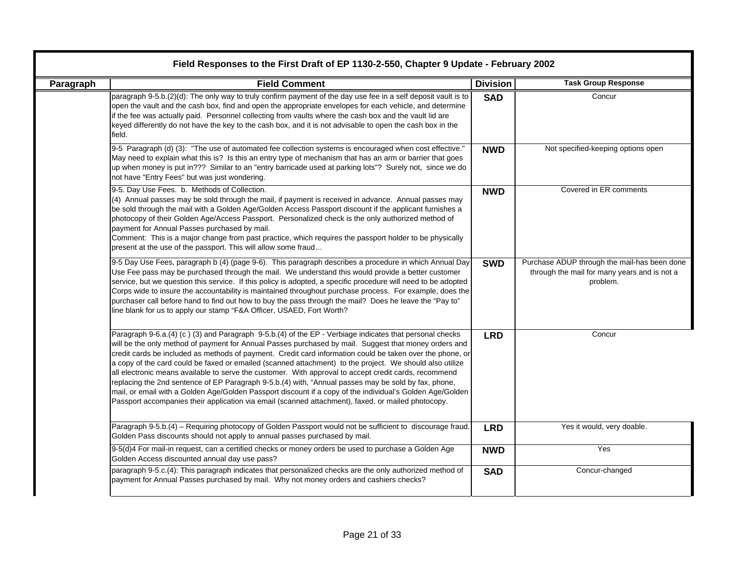## Field Responses to the First Draft of EP 1130-2-550, Chapter 9 Update - February 2002

| Paragraph | Field Comment | Division | Task Group Response |
| --- | --- | --- | --- |
| | paragraph 9-5.b.(2)(d): The only way to truly confirm payment of the day use fee in a self deposit vault is to open the vault and the cash box, find and open the appropriate envelopes for each vehicle, and determine if the fee was actually paid. Personnel collecting from vaults where the cash box and the vault lid are keyed differently do not have the key to the cash box, and it is not advisable to open the cash box in the field. | **SAD** | Concur |
| | 9-5 Paragraph (d) (3): "The use of automated fee collection systems is encouraged when cost effective." May need to explain what this is? Is this an entry type of mechanism that has an arm or barrier that goes up when money is put in??? Similar to an "entry barricade used at parking lots"? Surely not, since we do not have "Entry Fees" but was just wondering. | **NWD** | Not specified-keeping options open |
| | 9-5. Day Use Fees. b. Methods of Collection.<br>(4) Annual passes may be sold through the mail, if payment is received in advance. Annual passes may be sold through the mail with a Golden Age/Golden Access Passport discount if the applicant furnishes a photocopy of their Golden Age/Access Passport. Personalized check is the only authorized method of payment for Annual Passes purchased by mail.<br>Comment: This is a major change from past practice, which requires the passport holder to be physically present at the use of the passport. This will allow some fraud… | **NWD** | Covered in ER comments |
| | 9-5 Day Use Fees, paragraph b (4) (page 9-6). This paragraph describes a procedure in which Annual Day Use Fee pass may be purchased through the mail. We understand this would provide a better customer service, but we question this service. If this policy is adopted, a specific procedure will need to be adopted Corps wide to insure the accountability is maintained throughout purchase process. For example, does the purchaser call before hand to find out how to buy the pass through the mail? Does he leave the "Pay to" line blank for us to apply our stamp "F&A Officer, USAED, Fort Worth? | **SWD** | Purchase ADUP through the mail-has been done through the mail for many years and is not a problem. |
| | Paragraph 9-6.a.(4) (c ) (3) and Paragraph 9-5.b.(4) of the EP - Verbiage indicates that personal checks will be the only method of payment for Annual Passes purchased by mail. Suggest that money orders and credit cards be included as methods of payment. Credit card information could be taken over the phone, or a copy of the card could be faxed or emailed (scanned attachment) to the project. We should also utilize all electronic means available to serve the customer. With approval to accept credit cards, recommend replacing the 2nd sentence of EP Paragraph 9-5.b.(4) with, "Annual passes may be sold by fax, phone, mail, or email with a Golden Age/Golden Passport discount if a copy of the individual's Golden Age/Golden Passport accompanies their application via email (scanned attachment), faxed, or mailed photocopy. | **LRD** | Concur |
| | Paragraph 9-5.b.(4) – Requiring photocopy of Golden Passport would not be sufficient to discourage fraud. Golden Pass discounts should not apply to annual passes purchased by mail. | **LRD** | Yes it would, very doable. |
| | 9-5(d)4 For mail-in request, can a certified checks or money orders be used to purchase a Golden Age Golden Access discounted annual day use pass? | **NWD** | Yes |
| | paragraph 9-5.c.(4): This paragraph indicates that personalized checks are the only authorized method of payment for Annual Passes purchased by mail. Why not money orders and cashiers checks? | **SAD** | Concur-changed |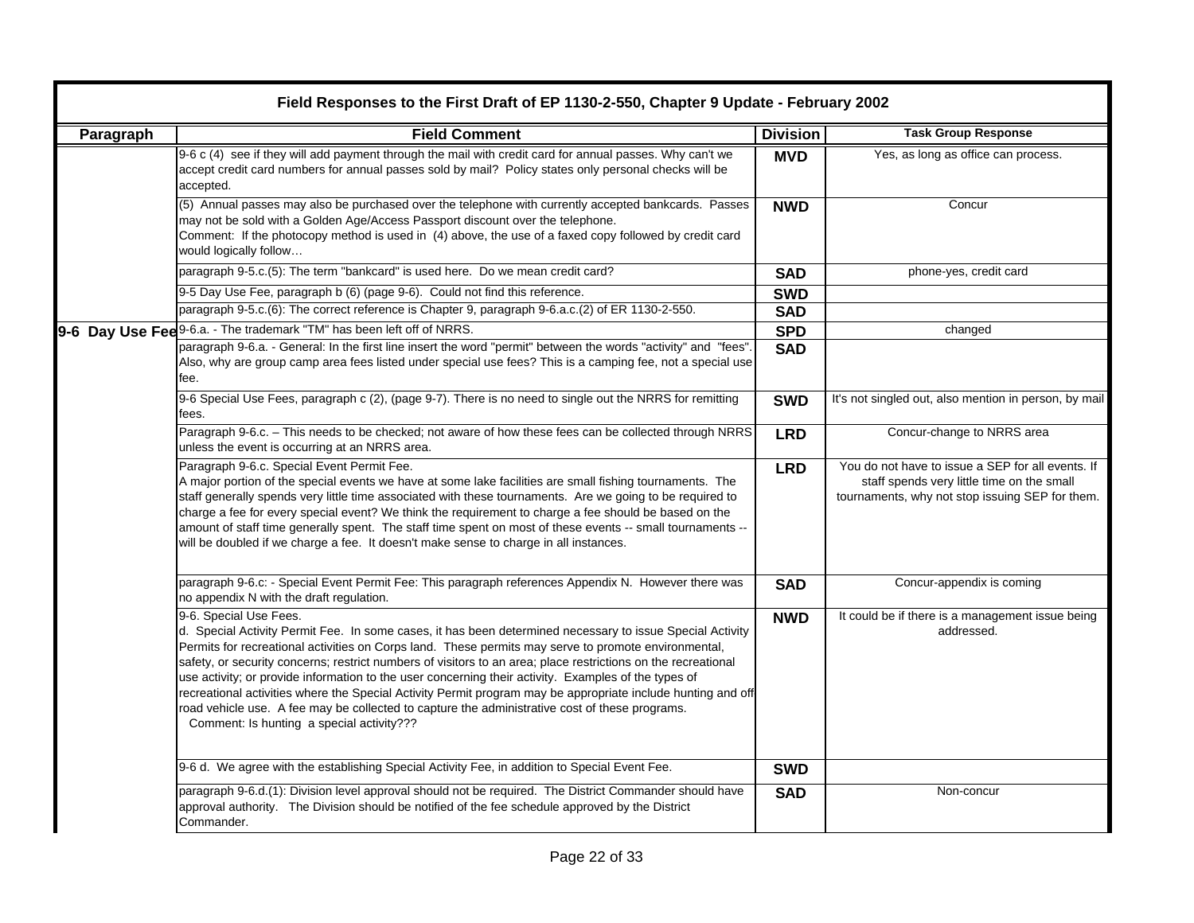| Field Responses to the First Draft of EP 1130-2-550, Chapter 9 Update - February 2002 | | | |
|---|---|---|---|
| **Paragraph** | **Field Comment** | **Division** | **Task Group Response** |
| | 9-6 c (4) see if they will add payment through the mail with credit card for annual passes. Why can't we accept credit card numbers for annual passes sold by mail? Policy states only personal checks will be accepted. | **MVD** | Yes, as long as office can process. |
| | (5) Annual passes may also be purchased over the telephone with currently accepted bankcards. Passes may not be sold with a Golden Age/Access Passport discount over the telephone.<br>Comment: If the photocopy method is used in (4) above, the use of a faxed copy followed by credit card would logically follow… | **NWD** | Concur |
| | paragraph 9-5.c.(5): The term "bankcard" is used here. Do we mean credit card? | **SAD** | phone-yes, credit card |
| | 9-5 Day Use Fee, paragraph b (6) (page 9-6). Could not find this reference. | **SWD** | |
| | paragraph 9-5.c.(6): The correct reference is Chapter 9, paragraph 9-6.a.c.(2) of ER 1130-2-550. | **SAD** | |
| **9-6 Day Use Fee** | 9-6.a. - The trademark "TM" has been left off of NRRS. | **SPD** | changed |
| | paragraph 9-6.a. - General: In the first line insert the word "permit" between the words "activity" and "fees". Also, why are group camp area fees listed under special use fees? This is a camping fee, not a special use fee. | **SAD** | |
| | 9-6 Special Use Fees, paragraph c (2), (page 9-7). There is no need to single out the NRRS for remitting fees. | **SWD** | It's not singled out, also mention in person, by mail |
| | Paragraph 9-6.c. – This needs to be checked; not aware of how these fees can be collected through NRRS unless the event is occurring at an NRRS area. | **LRD** | Concur-change to NRRS area |
| | Paragraph 9-6.c. Special Event Permit Fee.<br>A major portion of the special events we have at some lake facilities are small fishing tournaments. The staff generally spends very little time associated with these tournaments. Are we going to be required to charge a fee for every special event? We think the requirement to charge a fee should be based on the amount of staff time generally spent. The staff time spent on most of these events -- small tournaments -- will be doubled if we charge a fee. It doesn't make sense to charge in all instances. | **LRD** | You do not have to issue a SEP for all events. If staff spends very little time on the small tournaments, why not stop issuing SEP for them. |
| | paragraph 9-6.c: - Special Event Permit Fee: This paragraph references Appendix N. However there was no appendix N with the draft regulation. | **SAD** | Concur-appendix is coming |
| | 9-6. Special Use Fees.<br>d. Special Activity Permit Fee. In some cases, it has been determined necessary to issue Special Activity Permits for recreational activities on Corps land. These permits may serve to promote environmental, safety, or security concerns; restrict numbers of visitors to an area; place restrictions on the recreational use activity; or provide information to the user concerning their activity. Examples of the types of recreational activities where the Special Activity Permit program may be appropriate include hunting and off road vehicle use. A fee may be collected to capture the administrative cost of these programs.<br>Comment: Is hunting a special activity??? | **NWD** | It could be if there is a management issue being addressed. |
| | 9-6 d. We agree with the establishing Special Activity Fee, in addition to Special Event Fee. | **SWD** | |
| | paragraph 9-6.d.(1): Division level approval should not be required. The District Commander should have approval authority. The Division should be notified of the fee schedule approved by the District Commander. | **SAD** | Non-concur |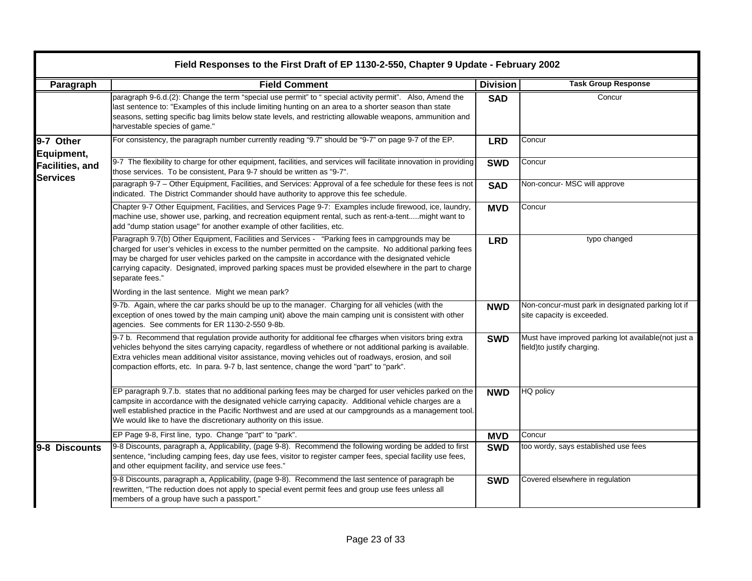| Field Responses to the First Draft of EP 1130-2-550, Chapter 9 Update - February 2002 | | | |
|---|---|---|---|
| **Paragraph** | **Field Comment** | **Division** | **Task Group Response** |
| | paragraph 9-6.d.(2): Change the term "special use permit" to " special activity permit". Also, Amend the last sentence to: "Examples of this include limiting hunting on an area to a shorter season than state seasons, setting specific bag limits below state levels, and restricting allowable weapons, ammunition and harvestable species of game." | **SAD** | Concur |
| **9-7 Other Equipment, Facilities, and Services** | For consistency, the paragraph number currently reading "9.7" should be "9-7" on page 9-7 of the EP. | **LRD** | Concur |
| | 9-7 The flexibility to charge for other equipment, facilities, and services will facilitate innovation in providing those services. To be consistent, Para 9-7 should be written as "9-7". | **SWD** | Concur |
| | paragraph 9-7 – Other Equipment, Facilities, and Services: Approval of a fee schedule for these fees is not indicated. The District Commander should have authority to approve this fee schedule. | **SAD** | Non-concur- MSC will approve |
| | Chapter 9-7 Other Equipment, Facilities, and Services Page 9-7: Examples include firewood, ice, laundry, machine use, shower use, parking, and recreation equipment rental, such as rent-a-tent.....might want to add "dump station usage" for another example of other facilities, etc. | **MVD** | Concur |
| | Paragraph 9.7(b) Other Equipment, Facilities and Services - "Parking fees in campgrounds may be charged for user's vehicles in excess to the number permitted on the campsite. No additional parking fees may be charged for user vehicles parked on the campsite in accordance with the designated vehicle carrying capacity. Designated, improved parking spaces must be provided elsewhere in the part to charge separate fees."<br><br>Wording in the last sentence. Might we mean park? | **LRD** | typo changed |
| | 9-7b. Again, where the car parks should be up to the manager. Charging for all vehicles (with the exception of ones towed by the main camping unit) above the main camping unit is consistent with other agencies. See comments for ER 1130-2-550 9-8b. | **NWD** | Non-concur-must park in designated parking lot if site capacity is exceeded. |
| | 9-7 b. Recommend that regulation provide authority for additional fee cfharges when visitors bring extra vehicles behyond the sites carrying capacity, regardless of whethere or not additional parking is available. Extra vehicles mean additional visitor assistance, moving vehicles out of roadways, erosion, and soil compaction efforts, etc. In para. 9-7 b, last sentence, change the word "part" to "park". | **SWD** | Must have improved parking lot available(not just a field)to justify charging. |
| | EP paragraph 9.7.b. states that no additional parking fees may be charged for user vehicles parked on the campsite in accordance with the designated vehicle carrying capacity. Additional vehicle charges are a well established practice in the Pacific Northwest and are used at our campgrounds as a management tool. We would like to have the discretionary authority on this issue. | **NWD** | HQ policy |
| | EP Page 9-8, First line, typo. Change "part" to "park". | **MVD** | Concur |
| **9-8 Discounts** | 9-8 Discounts, paragraph a, Applicability, (page 9-8). Recommend the following wording be added to first sentence, "including camping fees, day use fees, visitor to register camper fees, special facility use fees, and other equipment facility, and service use fees." | **SWD** | too wordy, says established use fees |
| | 9-8 Discounts, paragraph a, Applicability, (page 9-8). Recommend the last sentence of paragraph be rewritten, "The reduction does not apply to special event permit fees and group use fees unless all members of a group have such a passport." | **SWD** | Covered elsewhere in regulation |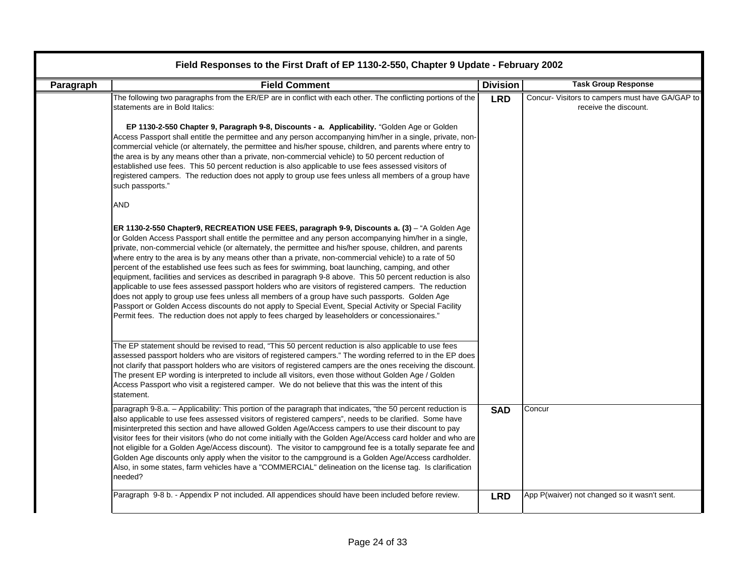| Paragraph | Field Comment | Division | Task Group Response |
|---|---|---|---|
| | The following two paragraphs from the ER/EP are in conflict with each other. The conflicting portions of the statements are in Bold Italics:<br><br>**EP 1130-2-550 Chapter 9, Paragraph 9-8, Discounts - a. Applicability.** "Golden Age or Golden Access Passport shall entitle the permittee and any person accompanying him/her in a single, private, non-commercial vehicle (or alternately, the permittee and his/her spouse, children, and parents where entry to the area is by any means other than a private, non-commercial vehicle) to 50 percent reduction of established use fees. This 50 percent reduction is also applicable to use fees assessed visitors of registered campers. The reduction does not apply to group use fees unless all members of a group have such passports."<br><br>AND<br><br>**ER 1130-2-550 Chapter9, RECREATION USE FEES, paragraph 9-9, Discounts a. (3)** – "A Golden Age or Golden Access Passport shall entitle the permittee and any person accompanying him/her in a single, private, non-commercial vehicle (or alternately, the permittee and his/her spouse, children, and parents where entry to the area is by any means other than a private, non-commercial vehicle) to a rate of 50 percent of the established use fees such as fees for swimming, boat launching, camping, and other equipment, facilities and services as described in paragraph 9-8 above. This 50 percent reduction is also applicable to use fees assessed passport holders who are visitors of registered campers. The reduction does not apply to group use fees unless all members of a group have such passports. Golden Age Passport or Golden Access discounts do not apply to Special Event, Special Activity or Special Facility Permit fees. The reduction does not apply to fees charged by leaseholders or concessionaires."<br><br>The EP statement should be revised to read, "This 50 percent reduction is also applicable to use fees assessed passport holders who are visitors of registered campers." The wording referred to in the EP does not clarify that passport holders who are visitors of registered campers are the ones receiving the discount. The present EP wording is interpreted to include all visitors, even those without Golden Age / Golden Access Passport who visit a registered camper. We do not believe that this was the intent of this statement. | **LRD** | Concur- Visitors to campers must have GA/GAP to receive the discount. |
| | paragraph 9-8.a. – Applicability: This portion of the paragraph that indicates, "the 50 percent reduction is also applicable to use fees assessed visitors of registered campers", needs to be clarified. Some have misinterpreted this section and have allowed Golden Age/Access campers to use their discount to pay visitor fees for their visitors (who do not come initially with the Golden Age/Access card holder and who are not eligible for a Golden Age/Access discount). The visitor to campground fee is a totally separate fee and Golden Age discounts only apply when the visitor to the campground is a Golden Age/Access cardholder. Also, in some states, farm vehicles have a "COMMERCIAL" delineation on the license tag. Is clarification needed? | **SAD** | Concur |
| | Paragraph 9-8 b. - Appendix P not included. All appendices should have been included before review. | **LRD** | App P(waiver) not changed so it wasn't sent. |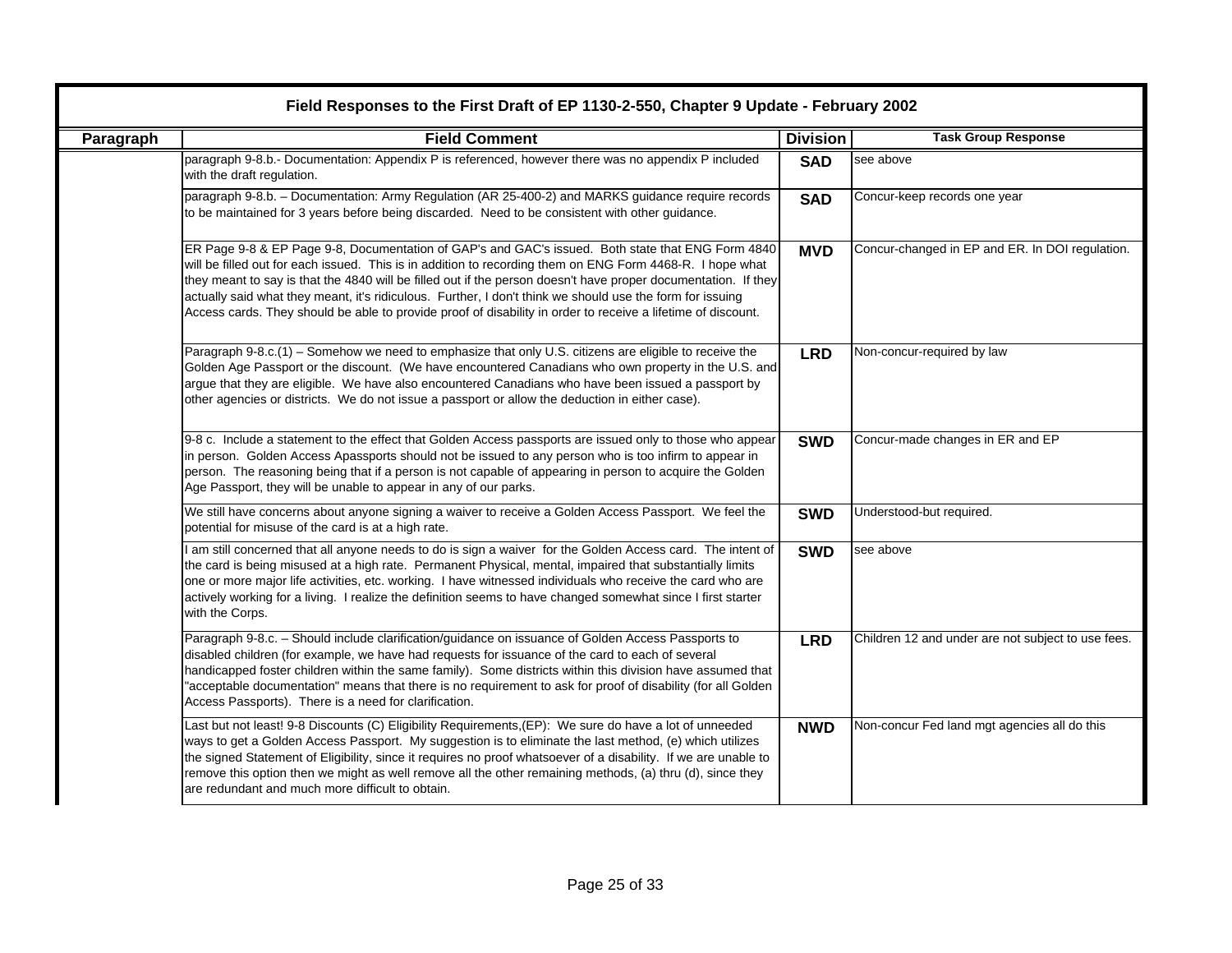| Field Responses to the First Draft of EP 1130-2-550, Chapter 9 Update - February 2002 | | | |
|---|---|---|---|
| **Paragraph** | **Field Comment** | **Division** | **Task Group Response** |
| | paragraph 9-8.b.- Documentation: Appendix P is referenced, however there was no appendix P included with the draft regulation. | **SAD** | see above |
| | paragraph 9-8.b. – Documentation: Army Regulation (AR 25-400-2) and MARKS guidance require records to be maintained for 3 years before being discarded. Need to be consistent with other guidance. | **SAD** | Concur-keep records one year |
| | ER Page 9-8 & EP Page 9-8, Documentation of GAP's and GAC's issued. Both state that ENG Form 4840 will be filled out for each issued. This is in addition to recording them on ENG Form 4468-R. I hope what they meant to say is that the 4840 will be filled out if the person doesn't have proper documentation. If they actually said what they meant, it's ridiculous. Further, I don't think we should use the form for issuing Access cards. They should be able to provide proof of disability in order to receive a lifetime of discount. | **MVD** | Concur-changed in EP and ER. In DOI regulation. |
| | Paragraph 9-8.c.(1) – Somehow we need to emphasize that only U.S. citizens are eligible to receive the Golden Age Passport or the discount. (We have encountered Canadians who own property in the U.S. and argue that they are eligible. We have also encountered Canadians who have been issued a passport by other agencies or districts. We do not issue a passport or allow the deduction in either case). | **LRD** | Non-concur-required by law |
| | 9-8 c. Include a statement to the effect that Golden Access passports are issued only to those who appear in person. Golden Access Apassports should not be issued to any person who is too infirm to appear in person. The reasoning being that if a person is not capable of appearing in person to acquire the Golden Age Passport, they will be unable to appear in any of our parks. | **SWD** | Concur-made changes in ER and EP |
| | We still have concerns about anyone signing a waiver to receive a Golden Access Passport. We feel the potential for misuse of the card is at a high rate. | **SWD** | Understood-but required. |
| | I am still concerned that all anyone needs to do is sign a waiver for the Golden Access card. The intent of the card is being misused at a high rate. Permanent Physical, mental, impaired that substantially limits one or more major life activities, etc. working. I have witnessed individuals who receive the card who are actively working for a living. I realize the definition seems to have changed somewhat since I first starter with the Corps. | **SWD** | see above |
| | Paragraph 9-8.c. – Should include clarification/guidance on issuance of Golden Access Passports to disabled children (for example, we have had requests for issuance of the card to each of several handicapped foster children within the same family). Some districts within this division have assumed that "acceptable documentation" means that there is no requirement to ask for proof of disability (for all Golden Access Passports). There is a need for clarification. | **LRD** | Children 12 and under are not subject to use fees. |
| | Last but not least! 9-8 Discounts (C) Eligibility Requirements,(EP): We sure do have a lot of unneeded ways to get a Golden Access Passport. My suggestion is to eliminate the last method, (e) which utilizes the signed Statement of Eligibility, since it requires no proof whatsoever of a disability. If we are unable to remove this option then we might as well remove all the other remaining methods, (a) thru (d), since they are redundant and much more difficult to obtain. | **NWD** | Non-concur Fed land mgt agencies all do this |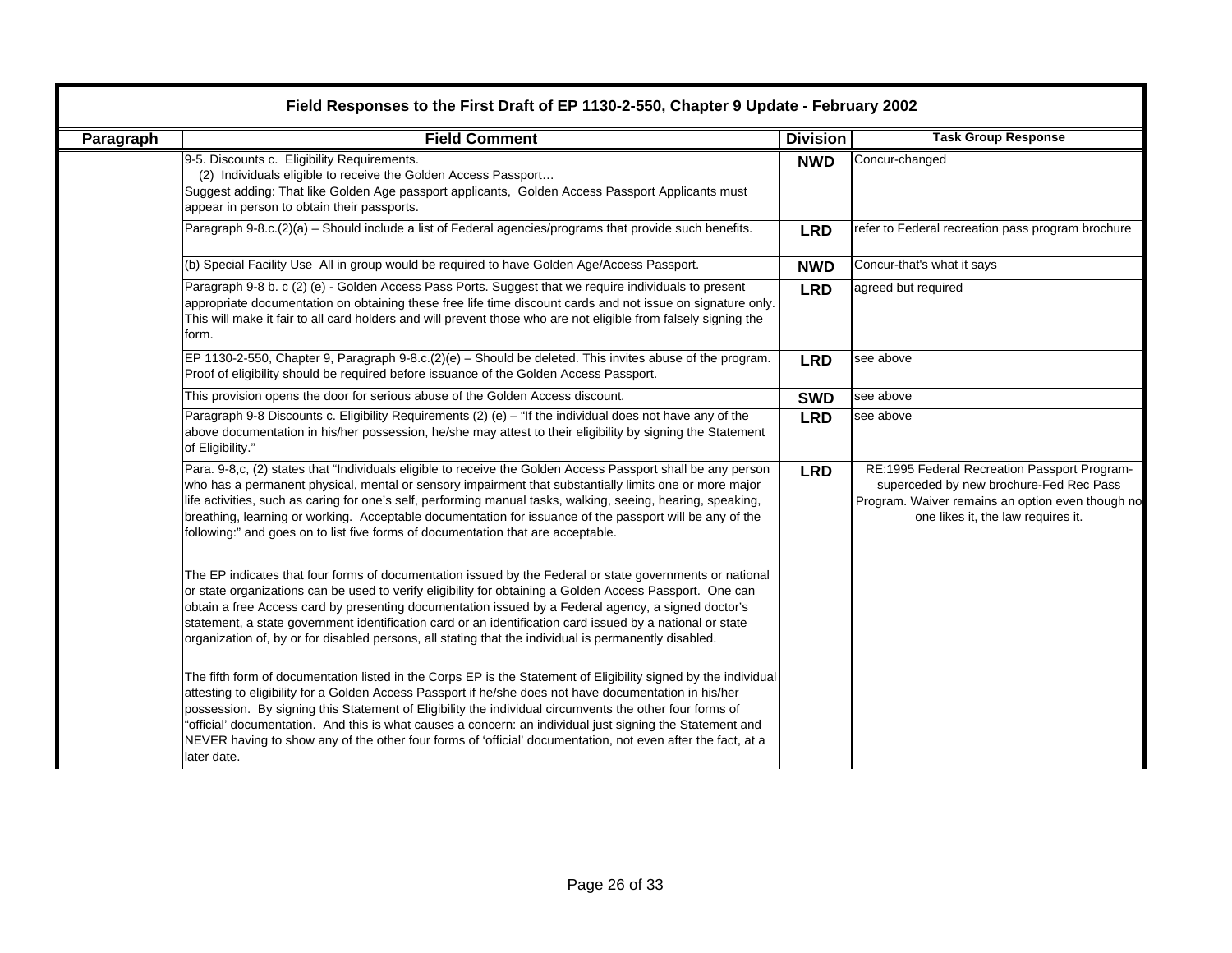| Field Responses to the First Draft of EP 1130-2-550, Chapter 9 Update - February 2002 | | | |
|---|---|---|---|
| **Paragraph** | **Field Comment** | **Division** | **Task Group Response** |
| | 9-5. Discounts c. Eligibility Requirements.<br>(2) Individuals eligible to receive the Golden Access Passport…<br>Suggest adding: That like Golden Age passport applicants, Golden Access Passport Applicants must appear in person to obtain their passports. | **NWD** | Concur-changed |
| | Paragraph 9-8.c.(2)(a) – Should include a list of Federal agencies/programs that provide such benefits. | **LRD** | refer to Federal recreation pass program brochure |
| | (b) Special Facility Use All in group would be required to have Golden Age/Access Passport. | **NWD** | Concur-that's what it says |
| | Paragraph 9-8 b. c (2) (e) - Golden Access Pass Ports. Suggest that we require individuals to present appropriate documentation on obtaining these free life time discount cards and not issue on signature only. This will make it fair to all card holders and will prevent those who are not eligible from falsely signing the form. | **LRD** | agreed but required |
| | EP 1130-2-550, Chapter 9, Paragraph 9-8.c.(2)(e) – Should be deleted. This invites abuse of the program. Proof of eligibility should be required before issuance of the Golden Access Passport. | **LRD** | see above |
| | This provision opens the door for serious abuse of the Golden Access discount. | **SWD** | see above |
| | Paragraph 9-8 Discounts c. Eligibility Requirements (2) (e) – "If the individual does not have any of the above documentation in his/her possession, he/she may attest to their eligibility by signing the Statement of Eligibility." | **LRD** | see above |
| | Para. 9-8,c, (2) states that "Individuals eligible to receive the Golden Access Passport shall be any person who has a permanent physical, mental or sensory impairment that substantially limits one or more major life activities, such as caring for one's self, performing manual tasks, walking, seeing, hearing, speaking, breathing, learning or working. Acceptable documentation for issuance of the passport will be any of the following:" and goes on to list five forms of documentation that are acceptable.<br><br>The EP indicates that four forms of documentation issued by the Federal or state governments or national or state organizations can be used to verify eligibility for obtaining a Golden Access Passport. One can obtain a free Access card by presenting documentation issued by a Federal agency, a signed doctor's statement, a state government identification card or an identification card issued by a national or state organization of, by or for disabled persons, all stating that the individual is permanently disabled.<br><br>The fifth form of documentation listed in the Corps EP is the Statement of Eligibility signed by the individual attesting to eligibility for a Golden Access Passport if he/she does not have documentation in his/her possession. By signing this Statement of Eligibility the individual circumvents the other four forms of "official' documentation. And this is what causes a concern: an individual just signing the Statement and NEVER having to show any of the other four forms of 'official' documentation, not even after the fact, at a later date. | **LRD** | RE:1995 Federal Recreation Passport Program-superceded by new brochure-Fed Rec Pass Program. Waiver remains an option even though no one likes it, the law requires it. |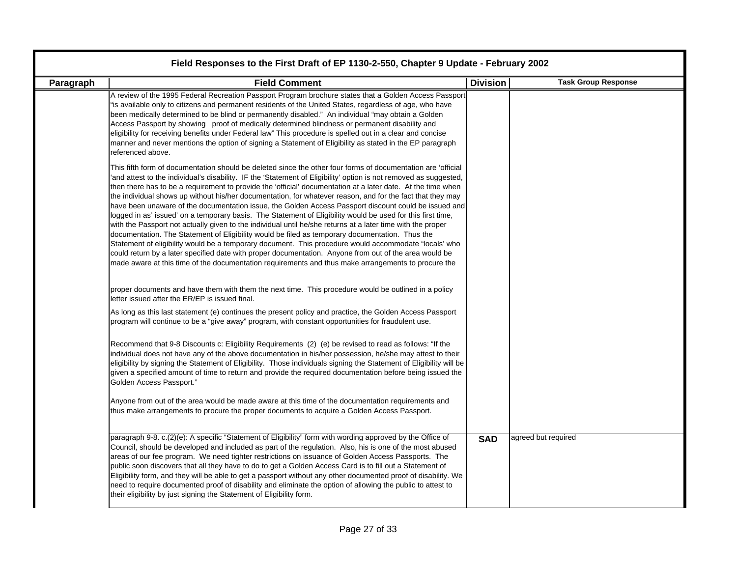| Paragraph | Field Comment | Division | Task Group Response |
|---|---|---|---|
| | A review of the 1995 Federal Recreation Passport Program brochure states that a Golden Access Passport "is available only to citizens and permanent residents of the United States, regardless of age, who have been medically determined to be blind or permanently disabled." An individual "may obtain a Golden Access Passport by showing proof of medically determined blindness or permanent disability and eligibility for receiving benefits under Federal law" This procedure is spelled out in a clear and concise manner and never mentions the option of signing a Statement of Eligibility as stated in the EP paragraph referenced above.<br><br>This fifth form of documentation should be deleted since the other four forms of documentation are 'official 'and attest to the individual's disability. IF the 'Statement of Eligibility' option is not removed as suggested, then there has to be a requirement to provide the 'official' documentation at a later date. At the time when the individual shows up without his/her documentation, for whatever reason, and for the fact that they may have been unaware of the documentation issue, the Golden Access Passport discount could be issued and logged in as' issued' on a temporary basis. The Statement of Eligibility would be used for this first time, with the Passport not actually given to the individual until he/she returns at a later time with the proper documentation. The Statement of Eligibility would be filed as temporary documentation. Thus the Statement of eligibility would be a temporary document. This procedure would accommodate "locals' who could return by a later specified date with proper documentation. Anyone from out of the area would be made aware at this time of the documentation requirements and thus make arrangements to procure the proper documents and have them with them the next time. This procedure would be outlined in a policy letter issued after the ER/EP is issued final.<br><br>As long as this last statement (e) continues the present policy and practice, the Golden Access Passport program will continue to be a "give away" program, with constant opportunities for fraudulent use.<br><br>Recommend that 9-8 Discounts c: Eligibility Requirements (2) (e) be revised to read as follows: "If the individual does not have any of the above documentation in his/her possession, he/she may attest to their eligibility by signing the Statement of Eligibility. Those individuals signing the Statement of Eligibility will be given a specified amount of time to return and provide the required documentation before being issued the Golden Access Passport."<br><br>Anyone from out of the area would be made aware at this time of the documentation requirements and thus make arrangements to procure the proper documents to acquire a Golden Access Passport. | | |
| | paragraph 9-8. c.(2)(e): A specific "Statement of Eligibility" form with wording approved by the Office of Council, should be developed and included as part of the regulation. Also, his is one of the most abused areas of our fee program. We need tighter restrictions on issuance of Golden Access Passports. The public soon discovers that all they have to do to get a Golden Access Card is to fill out a Statement of Eligibility form, and they will be able to get a passport without any other documented proof of disability. We need to require documented proof of disability and eliminate the option of allowing the public to attest to their eligibility by just signing the Statement of Eligibility form. | **SAD** | agreed but required |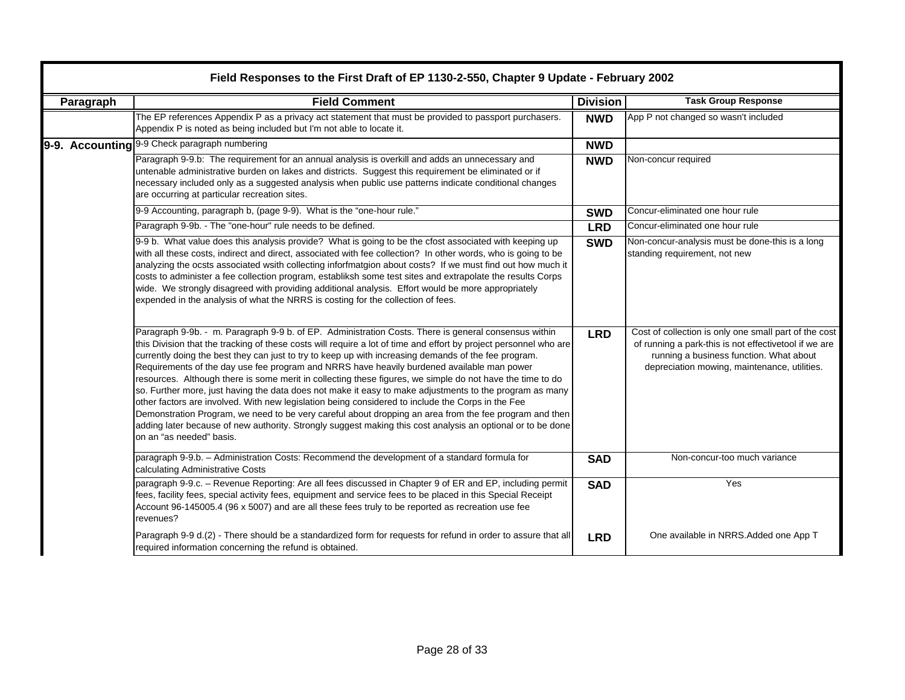| Field Responses to the First Draft of EP 1130-2-550, Chapter 9 Update - February 2002 | | | |
|---|---|---|---|
| **Paragraph** | **Field Comment** | **Division** | **Task Group Response** |
| | The EP references Appendix P as a privacy act statement that must be provided to passport purchasers. Appendix P is noted as being included but I'm not able to locate it. | **NWD** | App P not changed so wasn't included |
| **9-9. Accounting** | 9-9 Check paragraph numbering | **NWD** | |
| | Paragraph 9-9.b: The requirement for an annual analysis is overkill and adds an unnecessary and untenable administrative burden on lakes and districts. Suggest this requirement be eliminated or if necessary included only as a suggested analysis when public use patterns indicate conditional changes are occurring at particular recreation sites. | **NWD** | Non-concur required |
| | 9-9 Accounting, paragraph b, (page 9-9). What is the "one-hour rule." | **SWD** | Concur-eliminated one hour rule |
| | Paragraph 9-9b. - The "one-hour" rule needs to be defined. | **LRD** | Concur-eliminated one hour rule |
| | 9-9 b. What value does this analysis provide? What is going to be the cfost associated with keeping up with all these costs, indirect and direct, associated with fee collection? In other words, who is going to be analyzing the ocsts associated wsith collecting inforfmatgion about costs? If we must find out how much it costs to administer a fee collection program, establiksh some test sites and extrapolate the results Corps wide. We strongly disagreed with providing additional analysis. Effort would be more appropriately expended in the analysis of what the NRRS is costing for the collection of fees. | **SWD** | Non-concur-analysis must be done-this is a long standing requirement, not new |
| | Paragraph 9-9b. - m. Paragraph 9-9 b. of EP. Administration Costs. There is general consensus within this Division that the tracking of these costs will require a lot of time and effort by project personnel who are currently doing the best they can just to try to keep up with increasing demands of the fee program. Requirements of the day use fee program and NRRS have heavily burdened available man power resources. Although there is some merit in collecting these figures, we simple do not have the time to do so. Further more, just having the data does not make it easy to make adjustments to the program as many other factors are involved. With new legislation being considered to include the Corps in the Fee Demonstration Program, we need to be very careful about dropping an area from the fee program and then adding later because of new authority. Strongly suggest making this cost analysis an optional or to be done on an "as needed" basis. | **LRD** | Cost of collection is only one small part of the cost of running a park-this is not effectivetool if we are running a business function. What about depreciation mowing, maintenance, utilities. |
| | paragraph 9-9.b. – Administration Costs: Recommend the development of a standard formula for calculating Administrative Costs | **SAD** | Non-concur-too much variance |
| | paragraph 9-9.c. – Revenue Reporting: Are all fees discussed in Chapter 9 of ER and EP, including permit fees, facility fees, special activity fees, equipment and service fees to be placed in this Special Receipt Account 96-145005.4 (96 x 5007) and are all these fees truly to be reported as recreation use fee revenues? | **SAD** | Yes |
| | Paragraph 9-9 d.(2) - There should be a standardized form for requests for refund in order to assure that all required information concerning the refund is obtained. | **LRD** | One available in NRRS.Added one App T |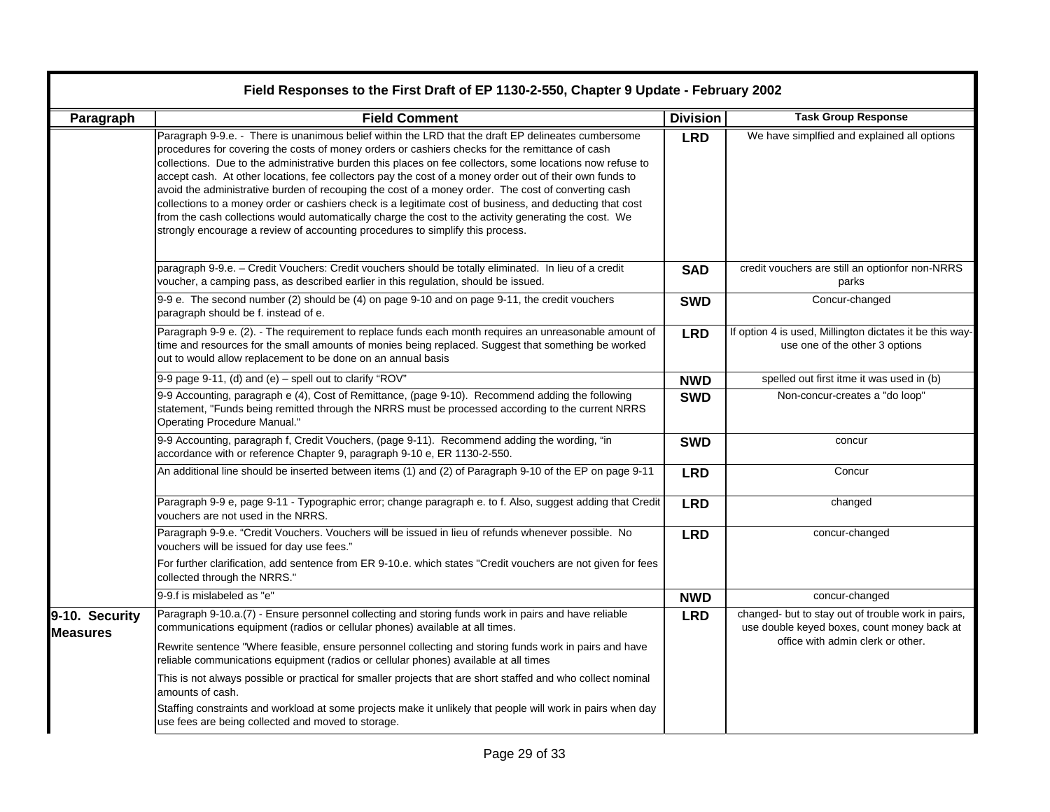| Field Responses to the First Draft of EP 1130-2-550, Chapter 9 Update - February 2002 | | | |
|---|---|---|---|
| **Paragraph** | **Field Comment** | **Division** | **Task Group Response** |
| | Paragraph 9-9.e. - There is unanimous belief within the LRD that the draft EP delineates cumbersome procedures for covering the costs of money orders or cashiers checks for the remittance of cash collections. Due to the administrative burden this places on fee collectors, some locations now refuse to accept cash. At other locations, fee collectors pay the cost of a money order out of their own funds to avoid the administrative burden of recouping the cost of a money order. The cost of converting cash collections to a money order or cashiers check is a legitimate cost of business, and deducting that cost from the cash collections would automatically charge the cost to the activity generating the cost. We strongly encourage a review of accounting procedures to simplify this process. | **LRD** | We have simplfied and explained all options |
| | paragraph 9-9.e. – Credit Vouchers: Credit vouchers should be totally eliminated. In lieu of a credit voucher, a camping pass, as described earlier in this regulation, should be issued. | **SAD** | credit vouchers are still an optionfor non-NRRS parks |
| | 9-9 e. The second number (2) should be (4) on page 9-10 and on page 9-11, the credit vouchers paragraph should be f. instead of e. | **SWD** | Concur-changed |
| | Paragraph 9-9 e. (2). - The requirement to replace funds each month requires an unreasonable amount of time and resources for the small amounts of monies being replaced. Suggest that something be worked out to would allow replacement to be done on an annual basis | **LRD** | If option 4 is used, Millington dictates it be this way- use one of the other 3 options |
| | 9-9 page 9-11, (d) and (e) – spell out to clarify "ROV" | **NWD** | spelled out first itme it was used in (b) |
| | 9-9 Accounting, paragraph e (4), Cost of Remittance, (page 9-10). Recommend adding the following statement, "Funds being remitted through the NRRS must be processed according to the current NRRS Operating Procedure Manual." | **SWD** | Non-concur-creates a "do loop" |
| | 9-9 Accounting, paragraph f, Credit Vouchers, (page 9-11). Recommend adding the wording, "in accordance with or reference Chapter 9, paragraph 9-10 e, ER 1130-2-550. | **SWD** | concur |
| | An additional line should be inserted between items (1) and (2) of Paragraph 9-10 of the EP on page 9-11 | **LRD** | Concur |
| | Paragraph 9-9 e, page 9-11 - Typographic error; change paragraph e. to f. Also, suggest adding that Credit vouchers are not used in the NRRS. | **LRD** | changed |
| | Paragraph 9-9.e. "Credit Vouchers. Vouchers will be issued in lieu of refunds whenever possible. No vouchers will be issued for day use fees."<br>For further clarification, add sentence from ER 9-10.e. which states "Credit vouchers are not given for fees collected through the NRRS." | **LRD** | concur-changed |
| | 9-9.f is mislabeled as "e" | **NWD** | concur-changed |
| **9-10. Security Measures** | Paragraph 9-10.a.(7) - Ensure personnel collecting and storing funds work in pairs and have reliable communications equipment (radios or cellular phones) available at all times.<br>Rewrite sentence "Where feasible, ensure personnel collecting and storing funds work in pairs and have reliable communications equipment (radios or cellular phones) available at all times<br>This is not always possible or practical for smaller projects that are short staffed and who collect nominal amounts of cash.<br>Staffing constraints and workload at some projects make it unlikely that people will work in pairs when day use fees are being collected and moved to storage. | **LRD** | changed- but to stay out of trouble work in pairs, use double keyed boxes, count money back at office with admin clerk or other. |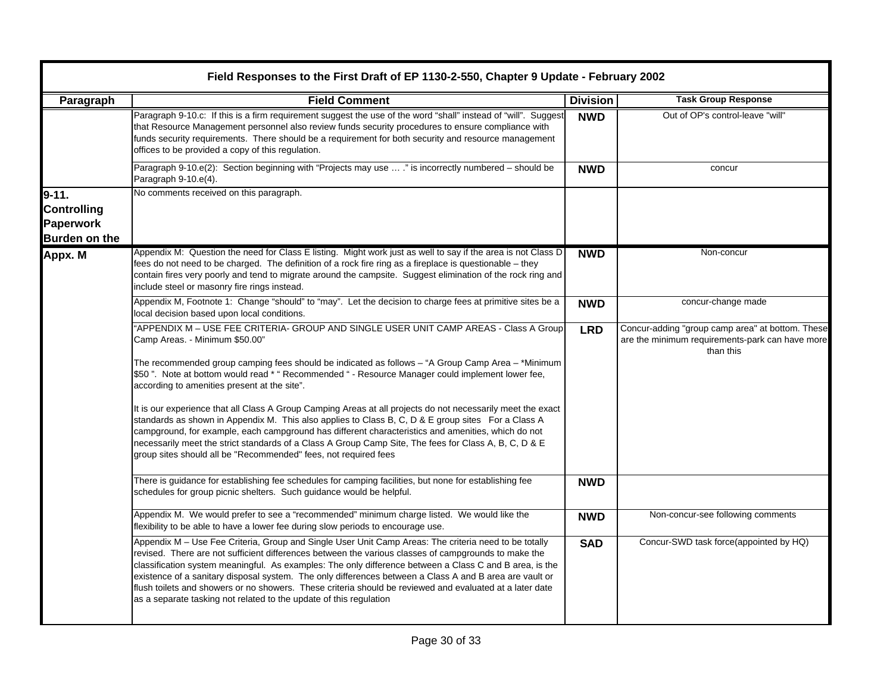| Field Responses to the First Draft of EP 1130-2-550, Chapter 9 Update - February 2002 | | | |
|---|---|---|---|
| **Paragraph** | **Field Comment** | **Division** | **Task Group Response** |
| | Paragraph 9-10.c: If this is a firm requirement suggest the use of the word "shall" instead of "will". Suggest that Resource Management personnel also review funds security procedures to ensure compliance with funds security requirements. There should be a requirement for both security and resource management offices to be provided a copy of this regulation. | **NWD** | Out of OP's control-leave "will" |
| | Paragraph 9-10.e(2): Section beginning with "Projects may use … ." is incorrectly numbered – should be Paragraph 9-10.e(4). | **NWD** | concur |
| **9-11. Controlling Paperwork Burden on the** | No comments received on this paragraph. | | |
| **Appx. M** | Appendix M: Question the need for Class E listing. Might work just as well to say if the area is not Class D fees do not need to be charged. The definition of a rock fire ring as a fireplace is questionable – they contain fires very poorly and tend to migrate around the campsite. Suggest elimination of the rock ring and include steel or masonry fire rings instead. | **NWD** | Non-concur |
| | Appendix M, Footnote 1: Change "should" to "may". Let the decision to charge fees at primitive sites be a local decision based upon local conditions. | **NWD** | concur-change made |
| | "APPENDIX M – USE FEE CRITERIA- GROUP AND SINGLE USER UNIT CAMP AREAS - Class A Group Camp Areas. - Minimum $50.00"<br><br>The recommended group camping fees should be indicated as follows – "A Group Camp Area – *Minimum $50 ". Note at bottom would read * " Recommended " - Resource Manager could implement lower fee, according to amenities present at the site".<br><br>It is our experience that all Class A Group Camping Areas at all projects do not necessarily meet the exact standards as shown in Appendix M. This also applies to Class B, C, D & E group sites For a Class A campground, for example, each campground has different characteristics and amenities, which do not necessarily meet the strict standards of a Class A Group Camp Site, The fees for Class A, B, C, D & E group sites should all be "Recommended" fees, not required fees | **LRD** | Concur-adding "group camp area" at bottom. These are the minimum requirements-park can have more than this |
| | There is guidance for establishing fee schedules for camping facilities, but none for establishing fee schedules for group picnic shelters. Such guidance would be helpful. | **NWD** | |
| | Appendix M. We would prefer to see a "recommended" minimum charge listed. We would like the flexibility to be able to have a lower fee during slow periods to encourage use. | **NWD** | Non-concur-see following comments |
| | Appendix M – Use Fee Criteria, Group and Single User Unit Camp Areas: The criteria need to be totally revised. There are not sufficient differences between the various classes of campgrounds to make the classification system meaningful. As examples: The only difference between a Class C and B area, is the existence of a sanitary disposal system. The only differences between a Class A and B area are vault or flush toilets and showers or no showers. These criteria should be reviewed and evaluated at a later date as a separate tasking not related to the update of this regulation | **SAD** | Concur-SWD task force(appointed by HQ) |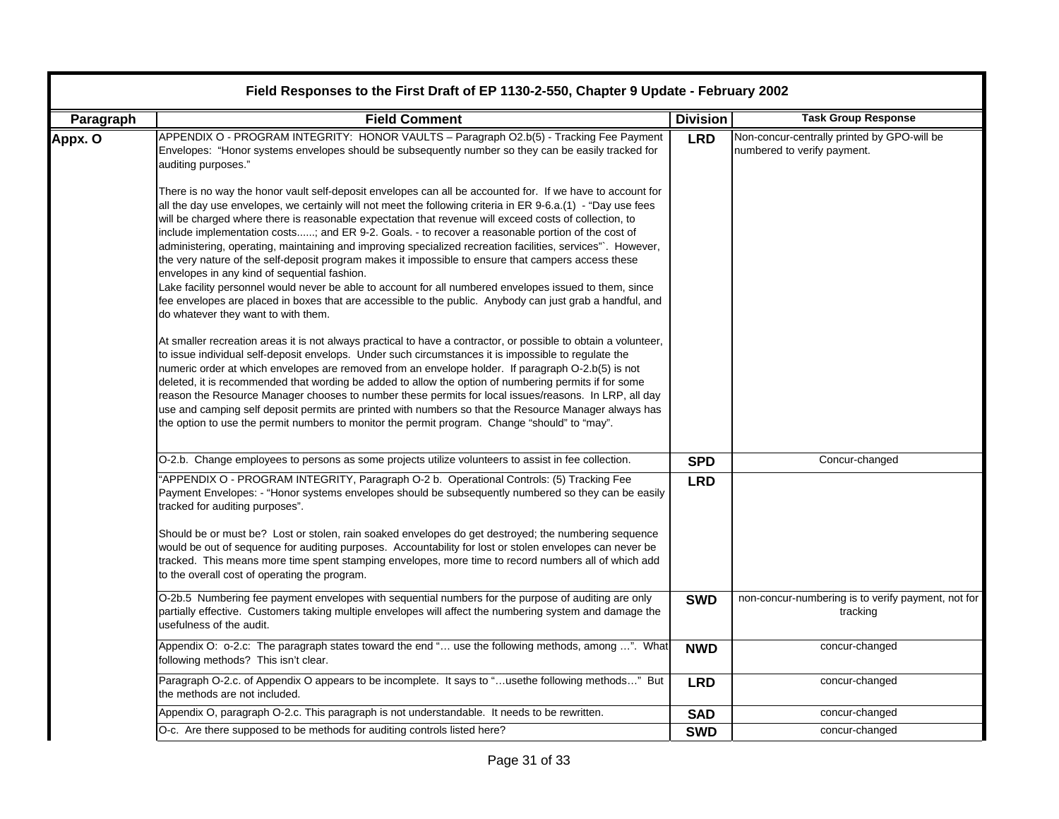| Field Responses to the First Draft of EP 1130-2-550, Chapter 9 Update - February 2002 | | | |
|---|---|---|---|
| **Paragraph** | **Field Comment** | **Division** | **Task Group Response** |
| **Appx. O** | APPENDIX O - PROGRAM INTEGRITY: HONOR VAULTS – Paragraph O2.b(5) - Tracking Fee Payment Envelopes: "Honor systems envelopes should be subsequently number so they can be easily tracked for auditing purposes."<br><br>There is no way the honor vault self-deposit envelopes can all be accounted for. If we have to account for all the day use envelopes, we certainly will not meet the following criteria in ER 9-6.a.(1) - "Day use fees will be charged where there is reasonable expectation that revenue will exceed costs of collection, to include implementation costs......; and ER 9-2. Goals. - to recover a reasonable portion of the cost of administering, operating, maintaining and improving specialized recreation facilities, services"`. However, the very nature of the self-deposit program makes it impossible to ensure that campers access these envelopes in any kind of sequential fashion.<br>Lake facility personnel would never be able to account for all numbered envelopes issued to them, since fee envelopes are placed in boxes that are accessible to the public. Anybody can just grab a handful, and do whatever they want to with them.<br><br>At smaller recreation areas it is not always practical to have a contractor, or possible to obtain a volunteer, to issue individual self-deposit envelops. Under such circumstances it is impossible to regulate the numeric order at which envelopes are removed from an envelope holder. If paragraph O-2.b(5) is not deleted, it is recommended that wording be added to allow the option of numbering permits if for some reason the Resource Manager chooses to number these permits for local issues/reasons. In LRP, all day use and camping self deposit permits are printed with numbers so that the Resource Manager always has the option to use the permit numbers to monitor the permit program. Change "should" to "may". | **LRD** | Non-concur-centrally printed by GPO-will be numbered to verify payment. |
| | O-2.b. Change employees to persons as some projects utilize volunteers to assist in fee collection. | **SPD** | Concur-changed |
| | "APPENDIX O - PROGRAM INTEGRITY, Paragraph O-2 b. Operational Controls: (5) Tracking Fee Payment Envelopes: - "Honor systems envelopes should be subsequently numbered so they can be easily tracked for auditing purposes".<br><br>Should be or must be? Lost or stolen, rain soaked envelopes do get destroyed; the numbering sequence would be out of sequence for auditing purposes. Accountability for lost or stolen envelopes can never be tracked. This means more time spent stamping envelopes, more time to record numbers all of which add to the overall cost of operating the program. | **LRD** | |
| | O-2b.5 Numbering fee payment envelopes with sequential numbers for the purpose of auditing are only partially effective. Customers taking multiple envelopes will affect the numbering system and damage the usefulness of the audit. | **SWD** | non-concur-numbering is to verify payment, not for tracking |
| | Appendix O: o-2.c: The paragraph states toward the end "… use the following methods, among …". What following methods? This isn't clear. | **NWD** | concur-changed |
| | Paragraph O-2.c. of Appendix O appears to be incomplete. It says to "…usethe following methods…" But the methods are not included. | **LRD** | concur-changed |
| | Appendix O, paragraph O-2.c. This paragraph is not understandable. It needs to be rewritten. | **SAD** | concur-changed |
| | O-c. Are there supposed to be methods for auditing controls listed here? | **SWD** | concur-changed |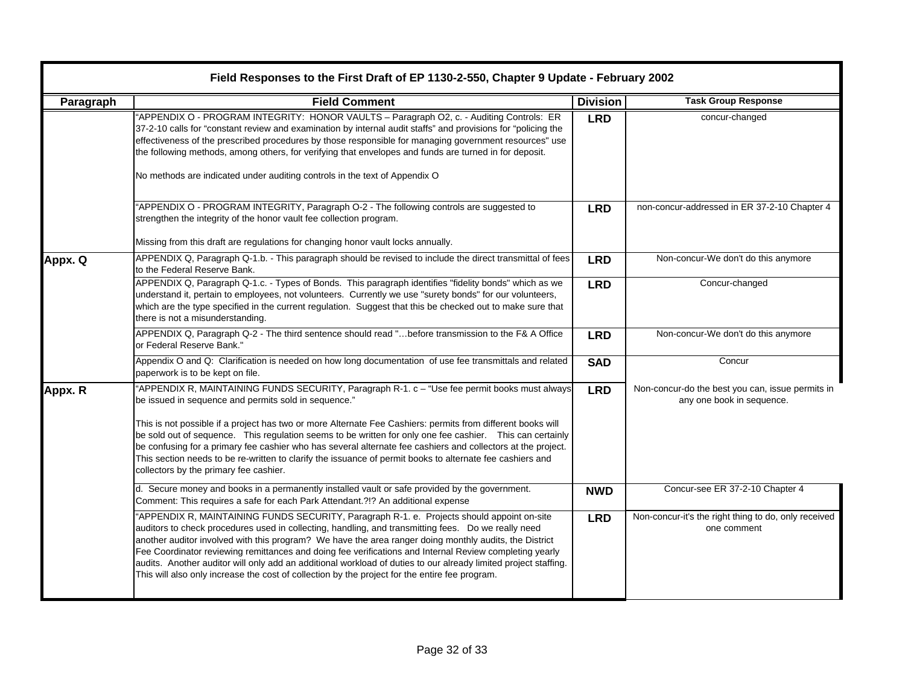| Field Responses to the First Draft of EP 1130-2-550, Chapter 9 Update - February 2002 | | | |
|---|---|---|---|
| **Paragraph** | **Field Comment** | **Division** | **Task Group Response** |
| | "APPENDIX O - PROGRAM INTEGRITY: HONOR VAULTS – Paragraph O2, c. - Auditing Controls: ER 37-2-10 calls for "constant review and examination by internal audit staffs" and provisions for "policing the effectiveness of the prescribed procedures by those responsible for managing government resources" use the following methods, among others, for verifying that envelopes and funds are turned in for deposit.<br><br>No methods are indicated under auditing controls in the text of Appendix O | **LRD** | concur-changed |
| | "APPENDIX O - PROGRAM INTEGRITY, Paragraph O-2 - The following controls are suggested to strengthen the integrity of the honor vault fee collection program.<br><br>Missing from this draft are regulations for changing honor vault locks annually. | **LRD** | non-concur-addressed in ER 37-2-10 Chapter 4 |
| **Appx. Q** | APPENDIX Q, Paragraph Q-1.b. - This paragraph should be revised to include the direct transmittal of fees to the Federal Reserve Bank. | **LRD** | Non-concur-We don't do this anymore |
| | APPENDIX Q, Paragraph Q-1.c. - Types of Bonds. This paragraph identifies "fidelity bonds" which as we understand it, pertain to employees, not volunteers. Currently we use "surety bonds" for our volunteers, which are the type specified in the current regulation. Suggest that this be checked out to make sure that there is not a misunderstanding. | **LRD** | Concur-changed |
| | APPENDIX Q, Paragraph Q-2 - The third sentence should read "…before transmission to the F& A Office or Federal Reserve Bank." | **LRD** | Non-concur-We don't do this anymore |
| | Appendix O and Q: Clarification is needed on how long documentation of use fee transmittals and related paperwork is to be kept on file. | **SAD** | Concur |
| **Appx. R** | "APPENDIX R, MAINTAINING FUNDS SECURITY, Paragraph R-1. c – "Use fee permit books must always be issued in sequence and permits sold in sequence."<br><br>This is not possible if a project has two or more Alternate Fee Cashiers: permits from different books will be sold out of sequence. This regulation seems to be written for only one fee cashier. This can certainly be confusing for a primary fee cashier who has several alternate fee cashiers and collectors at the project. This section needs to be re-written to clarify the issuance of permit books to alternate fee cashiers and collectors by the primary fee cashier. | **LRD** | Non-concur-do the best you can, issue permits in any one book in sequence. |
| | d. Secure money and books in a permanently installed vault or safe provided by the government. Comment: This requires a safe for each Park Attendant.?!? An additional expense | **NWD** | Concur-see ER 37-2-10 Chapter 4 |
| | "APPENDIX R, MAINTAINING FUNDS SECURITY, Paragraph R-1. e. Projects should appoint on-site auditors to check procedures used in collecting, handling, and transmitting fees. Do we really need another auditor involved with this program? We have the area ranger doing monthly audits, the District Fee Coordinator reviewing remittances and doing fee verifications and Internal Review completing yearly audits. Another auditor will only add an additional workload of duties to our already limited project staffing. This will also only increase the cost of collection by the project for the entire fee program. | **LRD** | Non-concur-it's the right thing to do, only received one comment |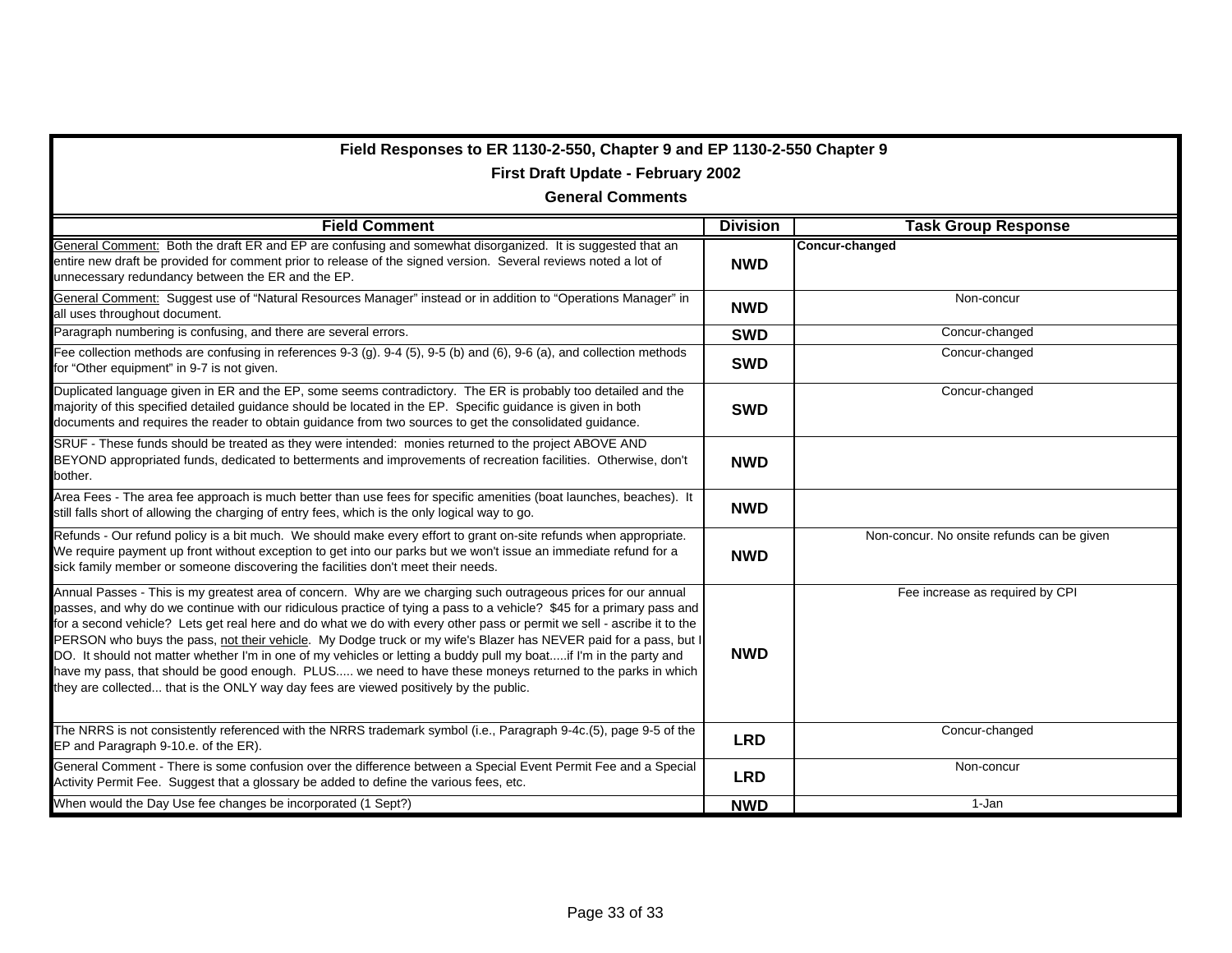## Field Responses to ER 1130-2-550, Chapter 9 and EP 1130-2-550 Chapter 9

### First Draft Update - February 2002

### General Comments

| Field Comment | Division | Task Group Response |
|---|---|---|
| General Comment: Both the draft ER and EP are confusing and somewhat disorganized. It is suggested that an entire new draft be provided for comment prior to release of the signed version. Several reviews noted a lot of unnecessary redundancy between the ER and the EP. | **NWD** | **Concur-changed** |
| General Comment: Suggest use of "Natural Resources Manager" instead or in addition to "Operations Manager" in all uses throughout document. | **NWD** | Non-concur |
| Paragraph numbering is confusing, and there are several errors. | **SWD** | Concur-changed |
| Fee collection methods are confusing in references 9-3 (g). 9-4 (5), 9-5 (b) and (6), 9-6 (a), and collection methods for "Other equipment" in 9-7 is not given. | **SWD** | Concur-changed |
| Duplicated language given in ER and the EP, some seems contradictory. The ER is probably too detailed and the majority of this specified detailed guidance should be located in the EP. Specific guidance is given in both documents and requires the reader to obtain guidance from two sources to get the consolidated guidance. | **SWD** | Concur-changed |
| SRUF - These funds should be treated as they were intended: monies returned to the project ABOVE AND BEYOND appropriated funds, dedicated to betterments and improvements of recreation facilities. Otherwise, don't bother. | **NWD** | |
| Area Fees - The area fee approach is much better than use fees for specific amenities (boat launches, beaches). It still falls short of allowing the charging of entry fees, which is the only logical way to go. | **NWD** | |
| Refunds - Our refund policy is a bit much. We should make every effort to grant on-site refunds when appropriate. We require payment up front without exception to get into our parks but we won't issue an immediate refund for a sick family member or someone discovering the facilities don't meet their needs. | **NWD** | Non-concur. No onsite refunds can be given |
| Annual Passes - This is my greatest area of concern. Why are we charging such outrageous prices for our annual passes, and why do we continue with our ridiculous practice of tying a pass to a vehicle? $45 for a primary pass and for a second vehicle? Lets get real here and do what we do with every other pass or permit we sell - ascribe it to the PERSON who buys the pass, not their vehicle. My Dodge truck or my wife's Blazer has NEVER paid for a pass, but I DO. It should not matter whether I'm in one of my vehicles or letting a buddy pull my boat.....if I'm in the party and have my pass, that should be good enough. PLUS..... we need to have these moneys returned to the parks in which they are collected... that is the ONLY way day fees are viewed positively by the public. | **NWD** | Fee increase as required by CPI |
| The NRRS is not consistently referenced with the NRRS trademark symbol (i.e., Paragraph 9-4c.(5), page 9-5 of the EP and Paragraph 9-10.e. of the ER). | **LRD** | Concur-changed |
| General Comment - There is some confusion over the difference between a Special Event Permit Fee and a Special Activity Permit Fee. Suggest that a glossary be added to define the various fees, etc. | **LRD** | Non-concur |
| When would the Day Use fee changes be incorporated (1 Sept?) | **NWD** | 1-Jan |